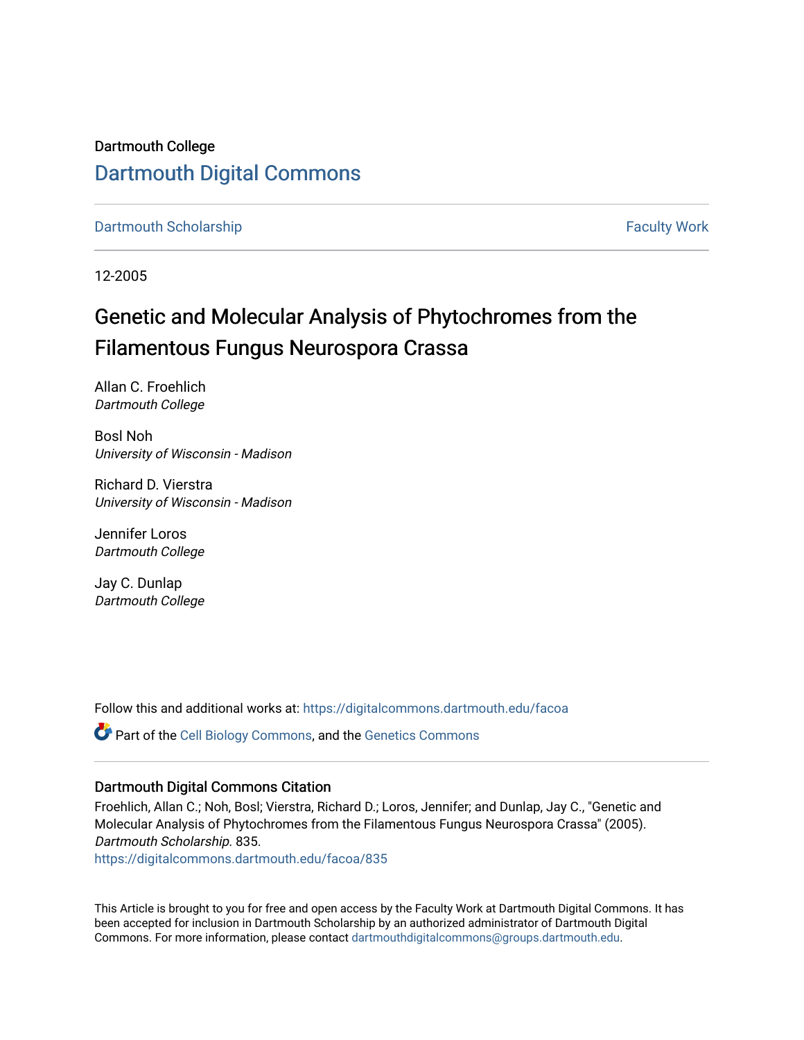Dartmouth College

# Dartmouth Digital Commons

Dartmouth Scholarship | Faculty Work

12-2005

## Genetic and Molecular Analysis of Phytochromes from the Filamentous Fungus Neurospora Crassa

Allan C. Froehlich
*Dartmouth College*

Bosl Noh
*University of Wisconsin - Madison*

Richard D. Vierstra
*University of Wisconsin - Madison*

Jennifer Loros
*Dartmouth College*

Jay C. Dunlap
*Dartmouth College*

Follow this and additional works at: https://digitalcommons.dartmouth.edu/facoa

Part of the Cell Biology Commons, and the Genetics Commons

### Dartmouth Digital Commons Citation

Froehlich, Allan C.; Noh, Bosl; Vierstra, Richard D.; Loros, Jennifer; and Dunlap, Jay C., "Genetic and Molecular Analysis of Phytochromes from the Filamentous Fungus Neurospora Crassa" (2005). *Dartmouth Scholarship.* 835.
https://digitalcommons.dartmouth.edu/facoa/835

This Article is brought to you for free and open access by the Faculty Work at Dartmouth Digital Commons. It has been accepted for inclusion in Dartmouth Scholarship by an authorized administrator of Dartmouth Digital Commons. For more information, please contact dartmouthdigitalcommons@groups.dartmouth.edu.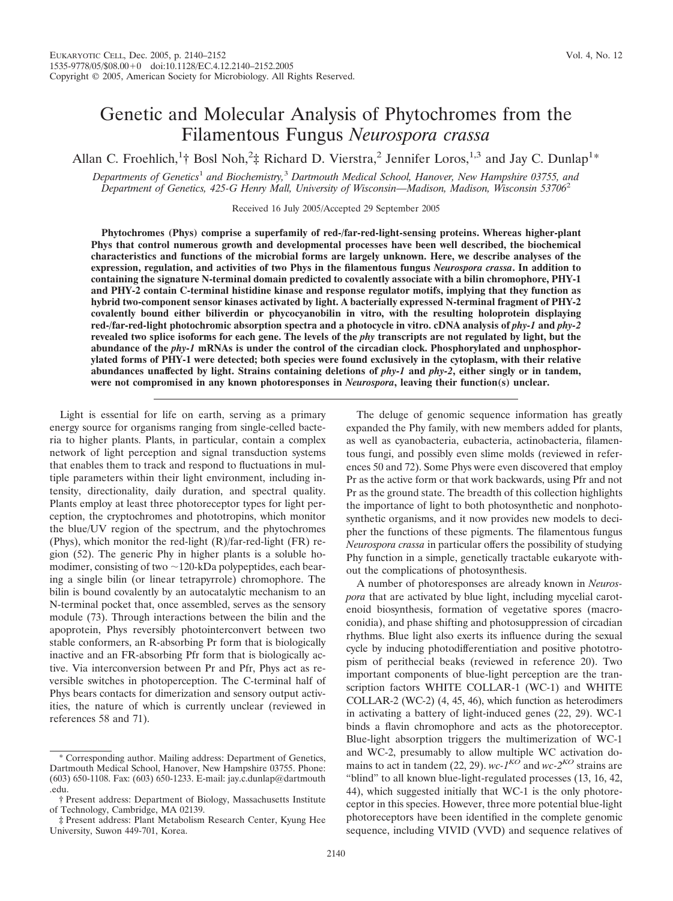# Genetic and Molecular Analysis of Phytochromes from the Filamentous Fungus *Neurospora crassa*

Allan C. Froehlich,[1]† Bosl Noh,[2]‡ Richard D. Vierstra,[2] Jennifer Loros,[1,3] and Jay C. Dunlap[1]*

*Departments of Genetics[1] and Biochemistry,[3] Dartmouth Medical School, Hanover, New Hampshire 03755, and Department of Genetics, 425-G Henry Mall, University of Wisconsin—Madison, Madison, Wisconsin 53706[2]*

Received 16 July 2005/Accepted 29 September 2005

**Phytochromes (Phys) comprise a superfamily of red-/far-red-light-sensing proteins. Whereas higher-plant Phys that control numerous growth and developmental processes have been well described, the biochemical characteristics and functions of the microbial forms are largely unknown. Here, we describe analyses of the expression, regulation, and activities of two Phys in the filamentous fungus *Neurospora crassa*. In addition to containing the signature N-terminal domain predicted to covalently associate with a bilin chromophore, PHY-1 and PHY-2 contain C-terminal histidine kinase and response regulator motifs, implying that they function as hybrid two-component sensor kinases activated by light. A bacterially expressed N-terminal fragment of PHY-2 covalently bound either biliverdin or phycocyanobilin in vitro, with the resulting holoprotein displaying red-/far-red-light photochromic absorption spectra and a photocycle in vitro. cDNA analysis of *phy-1* and *phy-2* revealed two splice isoforms for each gene. The levels of the *phy* transcripts are not regulated by light, but the abundance of the *phy-1* mRNAs is under the control of the circadian clock. Phosphorylated and unphosphorylated forms of PHY-1 were detected; both species were found exclusively in the cytoplasm, with their relative abundances unaffected by light. Strains containing deletions of *phy-1* and *phy-2*, either singly or in tandem, were not compromised in any known photoresponses in *Neurospora*, leaving their function(s) unclear.**

Light is essential for life on earth, serving as a primary energy source for organisms ranging from single-celled bacteria to higher plants. Plants, in particular, contain a complex network of light perception and signal transduction systems that enables them to track and respond to fluctuations in multiple parameters within their light environment, including intensity, directionality, daily duration, and spectral quality. Plants employ at least three photoreceptor types for light perception, the cryptochromes and phototropins, which monitor the blue/UV region of the spectrum, and the phytochromes (Phys), which monitor the red-light (R)/far-red-light (FR) region (52). The generic Phy in higher plants is a soluble homodimer, consisting of two ~120-kDa polypeptides, each bearing a single bilin (or linear tetrapyrrole) chromophore. The bilin is bound covalently by an autocatalytic mechanism to an N-terminal pocket that, once assembled, serves as the sensory module (73). Through interactions between the bilin and the apoprotein, Phys reversibly photointerconvert between two stable conformers, an R-absorbing Pr form that is biologically inactive and an FR-absorbing Pfr form that is biologically active. Via interconversion between Pr and Pfr, Phys act as reversible switches in photoperception. The C-terminal half of Phys bears contacts for dimerization and sensory output activities, the nature of which is currently unclear (reviewed in references 58 and 71).

The deluge of genomic sequence information has greatly expanded the Phy family, with new members added for plants, as well as cyanobacteria, eubacteria, actinobacteria, filamentous fungi, and possibly even slime molds (reviewed in references 50 and 72). Some Phys were even discovered that employ Pr as the active form or that work backwards, using Pfr and not Pr as the ground state. The breadth of this collection highlights the importance of light to both photosynthetic and nonphotosynthetic organisms, and it now provides new models to decipher the functions of these pigments. The filamentous fungus *Neurospora crassa* in particular offers the possibility of studying Phy function in a simple, genetically tractable eukaryote without the complications of photosynthesis.

A number of photoresponses are already known in *Neurospora* that are activated by blue light, including mycelial carotenoid biosynthesis, formation of vegetative spores (macroconidia), and phase shifting and photosuppression of circadian rhythms. Blue light also exerts its influence during the sexual cycle by inducing photodifferentiation and positive phototropism of perithecial beaks (reviewed in reference 20). Two important components of blue-light perception are the transcription factors WHITE COLLAR-1 (WC-1) and WHITE COLLAR-2 (WC-2) (4, 45, 46), which function as heterodimers in activating a battery of light-induced genes (22, 29). WC-1 binds a flavin chromophore and acts as the photoreceptor. Blue-light absorption triggers the multimerization of WC-1 and WC-2, presumably to allow multiple WC activation domains to act in tandem (22, 29). *wc-1*$^{KO}$ and *wc-2*$^{KO}$ strains are "blind" to all known blue-light-regulated processes (13, 16, 42, 44), which suggested initially that WC-1 is the only photoreceptor in this species. However, three more potential blue-light photoreceptors have been identified in the complete genomic sequence, including VIVID (VVD) and sequence relatives of

\* Corresponding author. Mailing address: Department of Genetics, Dartmouth Medical School, Hanover, New Hampshire 03755. Phone: (603) 650-1108. Fax: (603) 650-1233. E-mail: jay.c.dunlap@dartmouth.edu.

† Present address: Department of Biology, Massachusetts Institute of Technology, Cambridge, MA 02139.

‡ Present address: Plant Metabolism Research Center, Kyung Hee University, Suwon 449-701, Korea.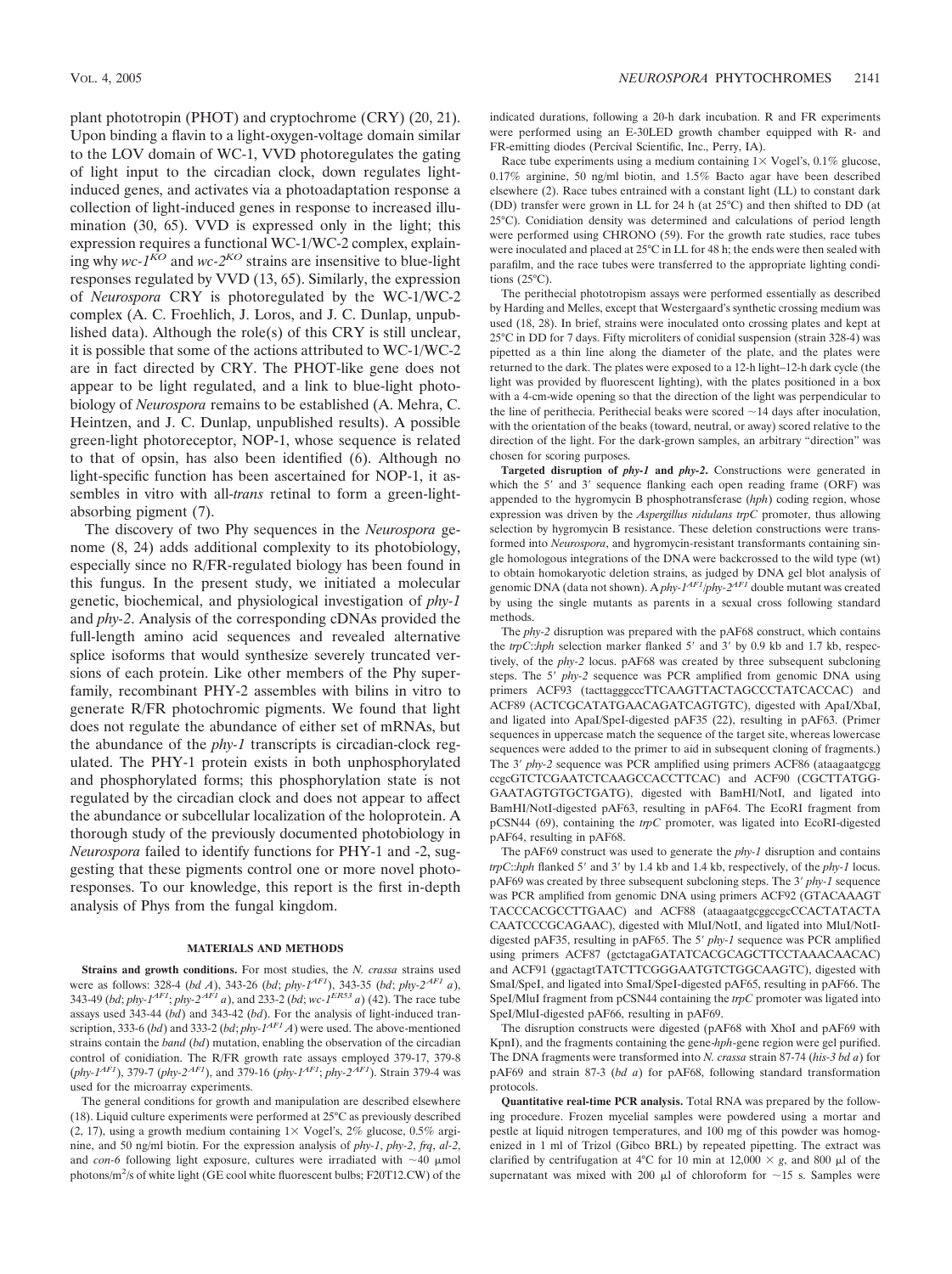plant phototropin (PHOT) and cryptochrome (CRY) (20, 21). Upon binding a flavin to a light-oxygen-voltage domain similar to the LOV domain of WC-1, VVD photoregulates the gating of light input to the circadian clock, down regulates light-induced genes, and activates via a photoadaptation response a collection of light-induced genes in response to increased illumination (30, 65). VVD is expressed only in the light; this expression requires a functional WC-1/WC-2 complex, explaining why *wc-1^KO* and *wc-2^KO* strains are insensitive to blue-light responses regulated by VVD (13, 65). Similarly, the expression of *Neurospora* CRY is photoregulated by the WC-1/WC-2 complex (A. C. Froehlich, J. Loros, and J. C. Dunlap, unpublished data). Although the role(s) of this CRY is still unclear, it is possible that some of the actions attributed to WC-1/WC-2 are in fact directed by CRY. The PHOT-like gene does not appear to be light regulated, and a link to blue-light photobiology of *Neurospora* remains to be established (A. Mehra, C. Heintzen, and J. C. Dunlap, unpublished results). A possible green-light photoreceptor, NOP-1, whose sequence is related to that of opsin, has also been identified (6). Although no light-specific function has been ascertained for NOP-1, it assembles in vitro with all-*trans* retinal to form a green-light-absorbing pigment (7).

The discovery of two Phy sequences in the *Neurospora* genome (8, 24) adds additional complexity to its photobiology, especially since no R/FR-regulated biology has been found in this fungus. In the present study, we initiated a molecular genetic, biochemical, and physiological investigation of *phy-1* and *phy-2*. Analysis of the corresponding cDNAs provided the full-length amino acid sequences and revealed alternative splice isoforms that would synthesize severely truncated versions of each protein. Like other members of the Phy superfamily, recombinant PHY-2 assembles with bilins in vitro to generate R/FR photochromic pigments. We found that light does not regulate the abundance of either set of mRNAs, but the abundance of the *phy-1* transcripts is circadian-clock regulated. The PHY-1 protein exists in both unphosphorylated and phosphorylated forms; this phosphorylation state is not regulated by the circadian clock and does not appear to affect the abundance or subcellular localization of the holoprotein. A thorough study of the previously documented photobiology in *Neurospora* failed to identify functions for PHY-1 and -2, suggesting that these pigments control one or more novel photoresponses. To our knowledge, this report is the first in-depth analysis of Phys from the fungal kingdom.

## MATERIALS AND METHODS

**Strains and growth conditions.** For most studies, the *N. crassa* strains used were as follows: 328-4 (*bd A*), 343-26 (*bd*; *phy-1^AF1*), 343-35 (*bd*; *phy-2^AF1 a*), 343-49 (*bd*; *phy-1^AF1*; *phy-2^AF1 a*), and 233-2 (*bd*; *wc-1^ER53 a*) (42). The race tube assays used 343-44 (*bd*) and 343-42 (*bd*). For the analysis of light-induced transcription, 333-6 (*bd*) and 333-2 (*bd*; *phy-1^AF1 A*) were used. The above-mentioned strains contain the *band* (*bd*) mutation, enabling the observation of the circadian control of conidiation. The R/FR growth rate assays employed 379-17, 379-8 (*phy-1^AF1*), 379-7 (*phy-2^AF1*), and 379-16 (*phy-1^AF1*; *phy-2^AF1*). Strain 379-4 was used for the microarray experiments.

The general conditions for growth and manipulation are described elsewhere (18). Liquid culture experiments were performed at 25°C as previously described (2, 17), using a growth medium containing 1× Vogel's, 2% glucose, 0.5% arginine, and 50 ng/ml biotin. For the expression analysis of *phy-1*, *phy-2*, *frq*, *al-2*, and *con-6* following light exposure, cultures were irradiated with ~40 μmol photons/m²/s of white light (GE cool white fluorescent bulbs; F20T12.CW) of the indicated durations, following a 20-h dark incubation. R and FR experiments were performed using an E-30LED growth chamber equipped with R- and FR-emitting diodes (Percival Scientific, Inc., Perry, IA).

Race tube experiments using a medium containing 1× Vogel's, 0.1% glucose, 0.17% arginine, 50 ng/ml biotin, and 1.5% Bacto agar have been described elsewhere (2). Race tubes entrained with a constant light (LL) to constant dark (DD) transfer were grown in LL for 24 h (at 25°C) and then shifted to DD (at 25°C). Conidiation density was determined and calculations of period length were performed using CHRONO (59). For the growth rate studies, race tubes were inoculated and placed at 25°C in LL for 48 h; the ends were then sealed with parafilm, and the race tubes were transferred to the appropriate lighting conditions (25°C).

The perithecial phototropism assays were performed essentially as described by Harding and Melles, except that Westergaard's synthetic crossing medium was used (18, 28). In brief, strains were inoculated onto crossing plates and kept at 25°C in DD for 7 days. Fifty microliters of conidial suspension (strain 328-4) was pipetted as a thin line along the diameter of the plate, and the plates were returned to the dark. The plates were exposed to a 12-h light–12-h dark cycle (the light was provided by fluorescent lighting), with the plates positioned in a box with a 4-cm-wide opening so that the direction of the light was perpendicular to the line of perithecia. Perithecial beaks were scored ~14 days after inoculation, with the orientation of the beaks (toward, neutral, or away) scored relative to the direction of the light. For the dark-grown samples, an arbitrary "direction" was chosen for scoring purposes.

**Targeted disruption of *phy-1* and *phy-2*.** Constructions were generated in which the 5′ and 3′ sequence flanking each open reading frame (ORF) was appended to the hygromycin B phosphotransferase (*hph*) coding region, whose expression was driven by the *Aspergillus nidulans trpC* promoter, thus allowing selection by hygromycin B resistance. These deletion constructions were transformed into *Neurospora*, and hygromycin-resistant transformants containing single homologous integrations of the DNA were backcrossed to the wild type (wt) to obtain homokaryotic deletion strains, as judged by DNA gel blot analysis of genomic DNA (data not shown). A *phy-1^AF1*/*phy-2^AF1* double mutant was created by using the single mutants as parents in a sexual cross following standard methods.

The *phy-2* disruption was prepared with the pAF68 construct, which contains the *trpC*::*hph* selection marker flanked 5′ and 3′ by 0.9 kb and 1.7 kb, respectively, of the *phy-2* locus. pAF68 was created by three subsequent subcloning steps. The 5′ *phy-2* sequence was PCR amplified from genomic DNA using primers ACF93 (tacttagggcccTTCAAGTTACTAGCCCTATCACCAC) and ACF89 (ACTCGCATATGAACAGATCAGTGTC), digested with ApaI/XbaI, and ligated into ApaI/SpeI-digested pAF35 (22), resulting in pAF63. (Primer sequences in uppercase match the sequence of the target site, whereas lowercase sequences were added to the primer to aid in subsequent cloning of fragments.) The 3′ *phy-2* sequence was PCR amplified using primers ACF86 (ataagaatgcggccgcGTCTCGAATCTCAAGCCACCTTCAC) and ACF90 (CGCTTATGGGAATAGTGTGCTGATG), digested with BamHI/NotI, and ligated into BamHI/NotI-digested pAF63, resulting in pAF64. The EcoRI fragment from pCSN44 (69), containing the *trpC* promoter, was ligated into EcoRI-digested pAF64, resulting in pAF68.

The pAF69 construct was used to generate the *phy-1* disruption and contains *trpC*::*hph* flanked 5′ and 3′ by 1.4 kb and 1.4 kb, respectively, of the *phy-1* locus. pAF69 was created by three subsequent subcloning steps. The 3′ *phy-1* sequence was PCR amplified from genomic DNA using primers ACF92 (GTACAAAGTTACCCACGCCTTGAAC) and ACF88 (ataagaatgcggccgcCCACTATACTACAATCCCGCAGAAC), digested with MluI/NotI, and ligated into MluI/NotI-digested pAF35, resulting in pAF65. The 5′ *phy-1* sequence was PCR amplified using primers ACF87 (gctctagaGATATCACGCAGCTTCCTAAACAACAC) and ACF91 (ggactagtTATCTTCGGGAATGTCTGGCAAGTC), digested with SmaI/SpeI, and ligated into SmaI/SpeI-digested pAF65, resulting in pAF66. The SpeI/MluI fragment from pCSN44 containing the *trpC* promoter was ligated into SpeI/MluI-digested pAF66, resulting in pAF69.

The disruption constructs were digested (pAF68 with XhoI and pAF69 with KpnI), and the fragments containing the gene-*hph*-gene region were gel purified. The DNA fragments were transformed into *N. crassa* strain 87-74 (*his-3 bd a*) for pAF69 and strain 87-3 (*bd a*) for pAF68, following standard transformation protocols.

**Quantitative real-time PCR analysis.** Total RNA was prepared by the following procedure. Frozen mycelial samples were powdered using a mortar and pestle at liquid nitrogen temperatures, and 100 mg of this powder was homogenized in 1 ml of Trizol (Gibco BRL) by repeated pipetting. The extract was clarified by centrifugation at 4°C for 10 min at 12,000 × *g*, and 800 μl of the supernatant was mixed with 200 μl of chloroform for ~15 s. Samples were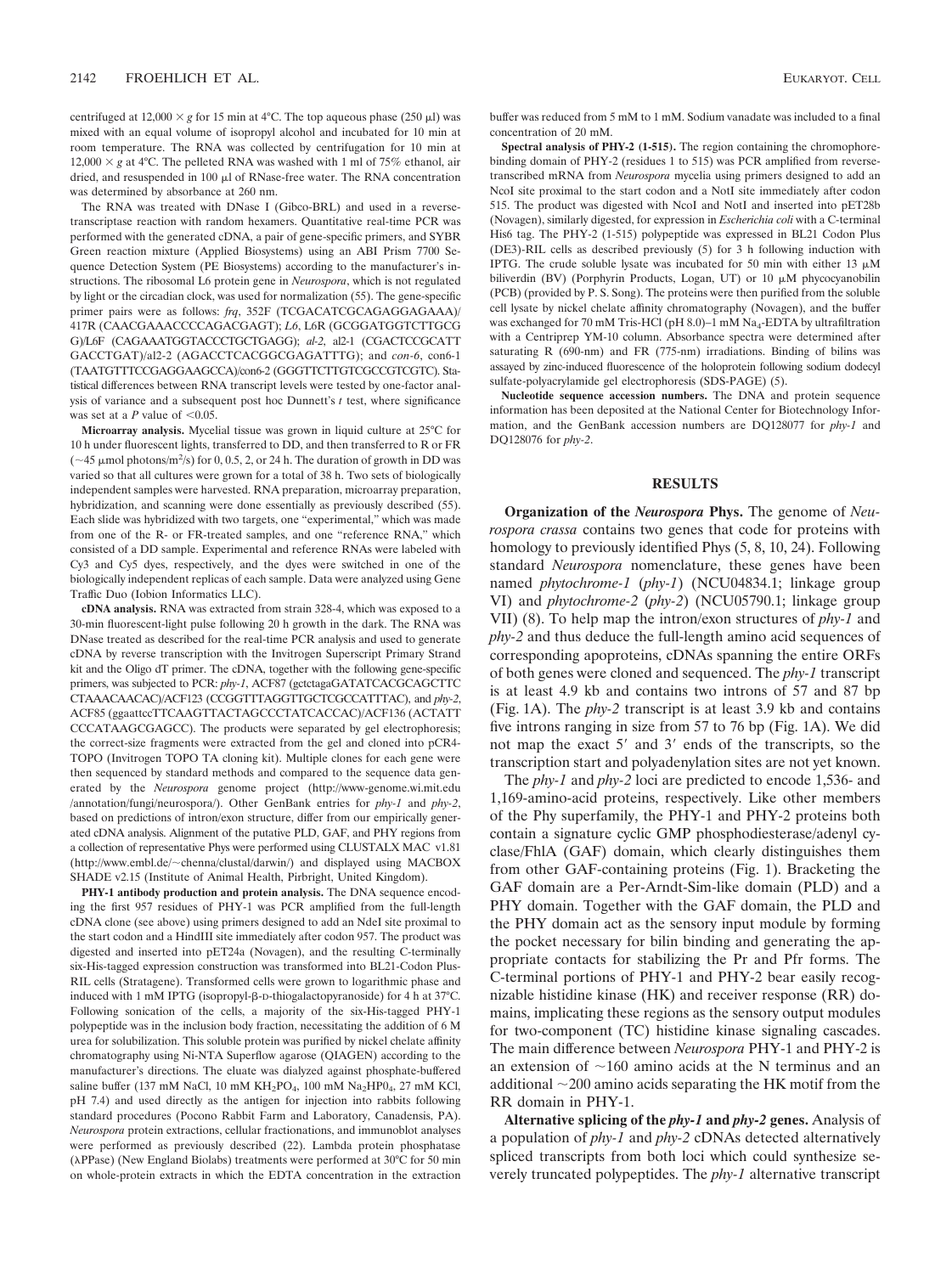centrifuged at 12,000 × *g* for 15 min at 4°C. The top aqueous phase (250 μl) was mixed with an equal volume of isopropyl alcohol and incubated for 10 min at room temperature. The RNA was collected by centrifugation for 10 min at 12,000 × *g* at 4°C. The pelleted RNA was washed with 1 ml of 75% ethanol, air dried, and resuspended in 100 μl of RNase-free water. The RNA concentration was determined by absorbance at 260 nm.

The RNA was treated with DNase I (Gibco-BRL) and used in a reverse-transcriptase reaction with random hexamers. Quantitative real-time PCR was performed with the generated cDNA, a pair of gene-specific primers, and SYBR Green reaction mixture (Applied Biosystems) using an ABI Prism 7700 Sequence Detection System (PE Biosystems) according to the manufacturer's instructions. The ribosomal L6 protein gene in *Neurospora*, which is not regulated by light or the circadian clock, was used for normalization (55). The gene-specific primer pairs were as follows: *frq*, 352F (TCGACATCGCAGAGGAGAAA)/417R (CAACGAAACCCCAGACGAGT); *L6*, L6R (GCGGATGGTCTTGCGG)/L6F (CAGAAATGGTACCCTGCTGAGG); *al-2*, al2-1 (CGACTCCGCATTGACCTGAT)/al2-2 (AGACCTCACGGCGAGATTTG); and *con-6*, con6-1 (TAATGTTTCCGAGGAAGCCA)/con6-2 (GGGTTCTTGTCGCCGTCGTC). Statistical differences between RNA transcript levels were tested by one-factor analysis of variance and a subsequent post hoc Dunnett's *t* test, where significance was set at a *P* value of $<0.05$.

**Microarray analysis.** Mycelial tissue was grown in liquid culture at 25°C for 10 h under fluorescent lights, transferred to DD, and then transferred to R or FR (~45 μmol photons/m$^2$/s) for 0, 0.5, 2, or 24 h. The duration of growth in DD was varied so that all cultures were grown for a total of 38 h. Two sets of biologically independent samples were harvested. RNA preparation, microarray preparation, hybridization, and scanning were done essentially as previously described (55). Each slide was hybridized with two targets, one "experimental," which was made from one of the R- or FR-treated samples, and one "reference RNA," which consisted of a DD sample. Experimental and reference RNAs were labeled with Cy3 and Cy5 dyes, respectively, and the dyes were switched in one of the biologically independent replicas of each sample. Data were analyzed using Gene Traffic Duo (Iobion Informatics LLC).

**cDNA analysis.** RNA was extracted from strain 328-4, which was exposed to a 30-min fluorescent-light pulse following 20 h growth in the dark. The RNA was DNase treated as described for the real-time PCR analysis and used to generate cDNA by reverse transcription with the Invitrogen Superscript Primary Strand kit and the Oligo dT primer. The cDNA, together with the following gene-specific primers, was subjected to PCR: *phy-1*, ACF87 (gctctagaGATATCACGCAGCTTCCTAAACAACAC)/ACF123 (CCGGTTTAGGTTGCTGCCATTTAC), and *phy-2*, ACF85 (ggaattccTTCAAGTTACTAGCCCTATCACCAC)/ACF136 (ACTATTCCCATAAGCGAGCC). The products were separated by gel electrophoresis; the correct-size fragments were extracted from the gel and cloned into pCR4-TOPO (Invitrogen TOPO TA cloning kit). Multiple clones for each gene were then sequenced by standard methods and compared to the sequence data generated by the *Neurospora* genome project (http://www-genome.wi.mit.edu/annotation/fungi/neurospora/). Other GenBank entries for *phy-1* and *phy-2*, based on predictions of intron/exon structure, differ from our empirically generated cDNA analysis. Alignment of the putative PLD, GAF, and PHY regions from a collection of representative Phys were performed using CLUSTALX MAC v1.81 (http://www.embl.de/~chenna/clustal/darwin/) and displayed using MACBOX SHADE v2.15 (Institute of Animal Health, Pirbright, United Kingdom).

**PHY-1 antibody production and protein analysis.** The DNA sequence encoding the first 957 residues of PHY-1 was PCR amplified from the full-length cDNA clone (see above) using primers designed to add an NdeI site proximal to the start codon and a HindIII site immediately after codon 957. The product was digested and inserted into pET24a (Novagen), and the resulting C-terminally six-His-tagged expression construction was transformed into BL21-Codon Plus-RIL cells (Stratagene). Transformed cells were grown to logarithmic phase and induced with 1 mM IPTG (isopropyl-β-D-thiogalactopyranoside) for 4 h at 37°C. Following sonication of the cells, a majority of the six-His-tagged PHY-1 polypeptide was in the inclusion body fraction, necessitating the addition of 6 M urea for solubilization. This soluble protein was purified by nickel chelate affinity chromatography using Ni-NTA Superflow agarose (QIAGEN) according to the manufacturer's directions. The eluate was dialyzed against phosphate-buffered saline buffer (137 mM NaCl, 10 mM $KH_2PO_4$, 100 mM $Na_2HP0_4$, 27 mM KCl, pH 7.4) and used directly as the antigen for injection into rabbits following standard procedures (Pocono Rabbit Farm and Laboratory, Canadensis, PA). *Neurospora* protein extractions, cellular fractionations, and immunoblot analyses were performed as previously described (22). Lambda protein phosphatase (λPPase) (New England Biolabs) treatments were performed at 30°C for 50 min on whole-protein extracts in which the EDTA concentration in the extraction buffer was reduced from 5 mM to 1 mM. Sodium vanadate was included to a final concentration of 20 mM.

**Spectral analysis of PHY-2 (1-515).** The region containing the chromophore-binding domain of PHY-2 (residues 1 to 515) was PCR amplified from reverse-transcribed mRNA from *Neurospora* mycelia using primers designed to add an NcoI site proximal to the start codon and a NotI site immediately after codon 515. The product was digested with NcoI and NotI and inserted into pET28b (Novagen), similarly digested, for expression in *Escherichia coli* with a C-terminal His6 tag. The PHY-2 (1-515) polypeptide was expressed in BL21 Codon Plus (DE3)-RIL cells as described previously (5) for 3 h following induction with IPTG. The crude soluble lysate was incubated for 50 min with either 13 μM biliverdin (BV) (Porphyrin Products, Logan, UT) or 10 μM phycocyanobilin (PCB) (provided by P. S. Song). The proteins were then purified from the soluble cell lysate by nickel chelate affinity chromatography (Novagen), and the buffer was exchanged for 70 mM Tris-HCl (pH 8.0)–1 mM $Na_4$-EDTA by ultrafiltration with a Centriprep YM-10 column. Absorbance spectra were determined after saturating R (690-nm) and FR (775-nm) irradiations. Binding of bilins was assayed by zinc-induced fluorescence of the holoprotein following sodium dodecyl sulfate-polyacrylamide gel electrophoresis (SDS-PAGE) (5).

**Nucleotide sequence accession numbers.** The DNA and protein sequence information has been deposited at the National Center for Biotechnology Information, and the GenBank accession numbers are DQ128077 for *phy-1* and DQ128076 for *phy-2*.

## RESULTS

**Organization of the *Neurospora* Phys.** The genome of *Neurospora crassa* contains two genes that code for proteins with homology to previously identified Phys (5, 8, 10, 24). Following standard *Neurospora* nomenclature, these genes have been named *phytochrome-1* (*phy-1*) (NCU04834.1; linkage group VI) and *phytochrome-2* (*phy-2*) (NCU05790.1; linkage group VII) (8). To help map the intron/exon structures of *phy-1* and *phy-2* and thus deduce the full-length amino acid sequences of corresponding apoproteins, cDNAs spanning the entire ORFs of both genes were cloned and sequenced. The *phy-1* transcript is at least 4.9 kb and contains two introns of 57 and 87 bp (Fig. 1A). The *phy-2* transcript is at least 3.9 kb and contains five introns ranging in size from 57 to 76 bp (Fig. 1A). We did not map the exact 5′ and 3′ ends of the transcripts, so the transcription start and polyadenylation sites are not yet known.

The *phy-1* and *phy-2* loci are predicted to encode 1,536- and 1,169-amino-acid proteins, respectively. Like other members of the Phy superfamily, the PHY-1 and PHY-2 proteins both contain a signature cyclic GMP phosphodiesterase/adenyl cyclase/FhlA (GAF) domain, which clearly distinguishes them from other GAF-containing proteins (Fig. 1). Bracketing the GAF domain are a Per-Arndt-Sim-like domain (PLD) and a PHY domain. Together with the GAF domain, the PLD and the PHY domain act as the sensory input module by forming the pocket necessary for bilin binding and generating the appropriate contacts for stabilizing the Pr and Pfr forms. The C-terminal portions of PHY-1 and PHY-2 bear easily recognizable histidine kinase (HK) and receiver response (RR) domains, implicating these regions as the sensory output modules for two-component (TC) histidine kinase signaling cascades. The main difference between *Neurospora* PHY-1 and PHY-2 is an extension of ~160 amino acids at the N terminus and an additional ~200 amino acids separating the HK motif from the RR domain in PHY-1.

**Alternative splicing of the *phy-1* and *phy-2* genes.** Analysis of a population of *phy-1* and *phy-2* cDNAs detected alternatively spliced transcripts from both loci which could synthesize severely truncated polypeptides. The *phy-1* alternative transcript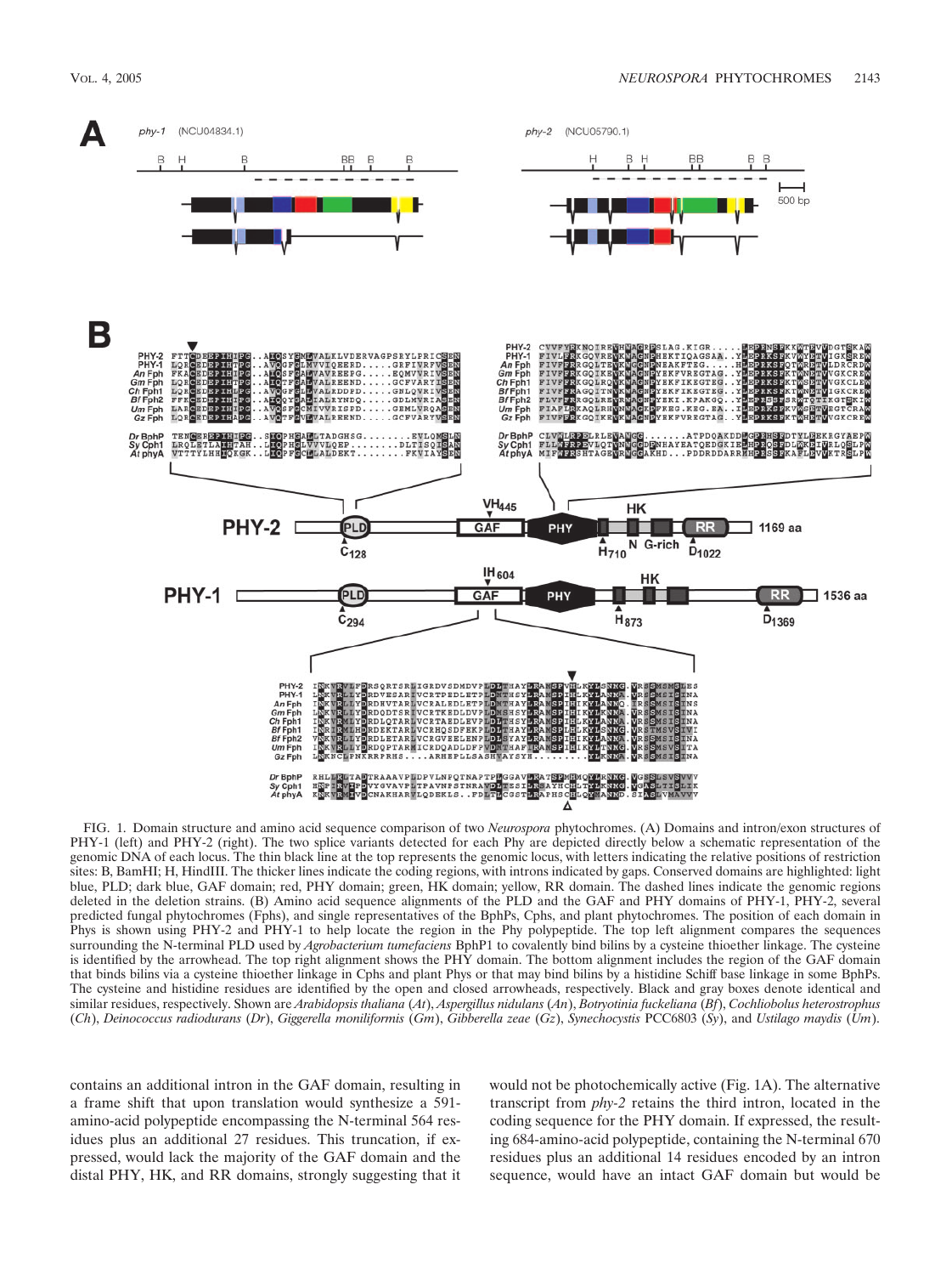FIG. 1. Domain structure and amino acid sequence comparison of two *Neurospora* phytochromes. (A) Domains and intron/exon structures of PHY-1 (left) and PHY-2 (right). The two splice variants detected for each Phy are depicted directly below a schematic representation of the genomic DNA of each locus. The thin black line at the top represents the genomic locus, with letters indicating the relative positions of restriction sites: B, BamHI; H, HindIII. The thicker lines indicate the coding regions, with introns indicated by gaps. Conserved domains are highlighted: light blue, PLD; dark blue, GAF domain; red, PHY domain; green, HK domain; yellow, RR domain. The dashed lines indicate the genomic regions deleted in the deletion strains. (B) Amino acid sequence alignments of the PLD and the GAF and PHY domains of PHY-1, PHY-2, several predicted fungal phytochromes (Fphs), and single representatives of the BphPs, Cphs, and plant phytochromes. The position of each domain in Phys is shown using PHY-2 and PHY-1 to help locate the region in the Phy polypeptide. The top left alignment compares the sequences surrounding the N-terminal PLD used by *Agrobacterium tumefaciens* BphP1 to covalently bind bilins by a cysteine thioether linkage. The cysteine is identified by the arrowhead. The top right alignment shows the PHY domain. The bottom alignment includes the region of the GAF domain that binds bilins via a cysteine thioether linkage in Cphs and plant Phys or that may bind bilins by a histidine Schiff base linkage in some BphPs. The cysteine and histidine residues are identified by the open and closed arrowheads, respectively. Black and gray boxes denote identical and similar residues, respectively. Shown are *Arabidopsis thaliana* (*At*), *Aspergillus nidulans* (*An*), *Botryotinia fuckeliana* (*Bf*), *Cochliobolus heterostrophus* (*Ch*), *Deinococcus radiodurans* (*Dr*), *Giggerella moniliformis* (*Gm*), *Gibberella zeae* (*Gz*), *Synechocystis* PCC6803 (*Sy*), and *Ustilago maydis* (*Um*).

contains an additional intron in the GAF domain, resulting in a frame shift that upon translation would synthesize a 591-amino-acid polypeptide encompassing the N-terminal 564 residues plus an additional 27 residues. This truncation, if expressed, would lack the majority of the GAF domain and the distal PHY, HK, and RR domains, strongly suggesting that it would not be photochemically active (Fig. 1A). The alternative transcript from *phy-2* retains the third intron, located in the coding sequence for the PHY domain. If expressed, the resulting 684-amino-acid polypeptide, containing the N-terminal 670 residues plus an additional 14 residues encoded by an intron sequence, would have an intact GAF domain but would be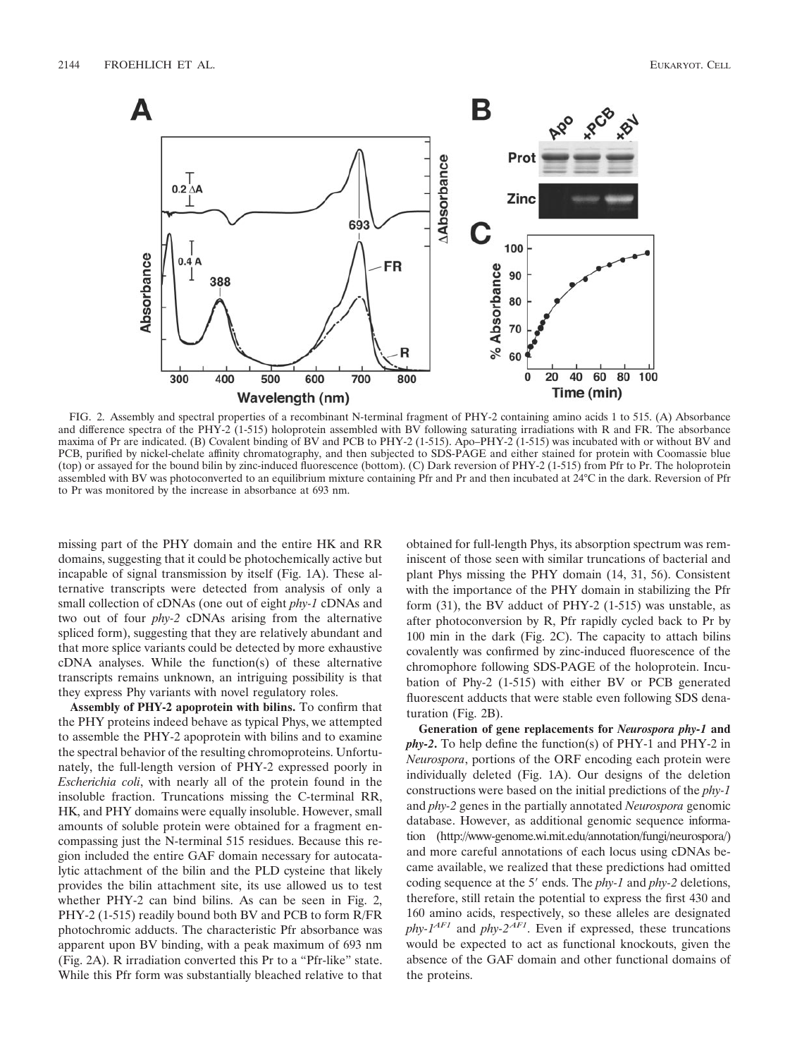FIG. 2. Assembly and spectral properties of a recombinant N-terminal fragment of PHY-2 containing amino acids 1 to 515. (A) Absorbance and difference spectra of the PHY-2 (1-515) holoprotein assembled with BV following saturating irradiations with R and FR. The absorbance maxima of Pr are indicated. (B) Covalent binding of BV and PCB to PHY-2 (1-515). Apo–PHY-2 (1-515) was incubated with or without BV and PCB, purified by nickel-chelate affinity chromatography, and then subjected to SDS-PAGE and either stained for protein with Coomassie blue (top) or assayed for the bound bilin by zinc-induced fluorescence (bottom). (C) Dark reversion of PHY-2 (1-515) from Pfr to Pr. The holoprotein assembled with BV was photoconverted to an equilibrium mixture containing Pfr and Pr and then incubated at 24°C in the dark. Reversion of Pfr to Pr was monitored by the increase in absorbance at 693 nm.

missing part of the PHY domain and the entire HK and RR domains, suggesting that it could be photochemically active but incapable of signal transmission by itself (Fig. 1A). These alternative transcripts were detected from analysis of only a small collection of cDNAs (one out of eight *phy-1* cDNAs and two out of four *phy-2* cDNAs arising from the alternative spliced form), suggesting that they are relatively abundant and that more splice variants could be detected by more exhaustive cDNA analyses. While the function(s) of these alternative transcripts remains unknown, an intriguing possibility is that they express Phy variants with novel regulatory roles.

**Assembly of PHY-2 apoprotein with bilins.** To confirm that the PHY proteins indeed behave as typical Phys, we attempted to assemble the PHY-2 apoprotein with bilins and to examine the spectral behavior of the resulting chromoproteins. Unfortunately, the full-length version of PHY-2 expressed poorly in *Escherichia coli*, with nearly all of the protein found in the insoluble fraction. Truncations missing the C-terminal RR, HK, and PHY domains were equally insoluble. However, small amounts of soluble protein were obtained for a fragment encompassing just the N-terminal 515 residues. Because this region included the entire GAF domain necessary for autocatalytic attachment of the bilin and the PLD cysteine that likely provides the bilin attachment site, its use allowed us to test whether PHY-2 can bind bilins. As can be seen in Fig. 2, PHY-2 (1-515) readily bound both BV and PCB to form R/FR photochromic adducts. The characteristic Pfr absorbance was apparent upon BV binding, with a peak maximum of 693 nm (Fig. 2A). R irradiation converted this Pr to a "Pfr-like" state. While this Pfr form was substantially bleached relative to that obtained for full-length Phys, its absorption spectrum was reminiscent of those seen with similar truncations of bacterial and plant Phys missing the PHY domain (14, 31, 56). Consistent with the importance of the PHY domain in stabilizing the Pfr form (31), the BV adduct of PHY-2 (1-515) was unstable, as after photoconversion by R, Pfr rapidly cycled back to Pr by 100 min in the dark (Fig. 2C). The capacity to attach bilins covalently was confirmed by zinc-induced fluorescence of the chromophore following SDS-PAGE of the holoprotein. Incubation of Phy-2 (1-515) with either BV or PCB generated fluorescent adducts that were stable even following SDS denaturation (Fig. 2B).

**Generation of gene replacements for *Neurospora phy-1* and *phy-2*.** To help define the function(s) of PHY-1 and PHY-2 in *Neurospora*, portions of the ORF encoding each protein were individually deleted (Fig. 1A). Our designs of the deletion constructions were based on the initial predictions of the *phy-1* and *phy-2* genes in the partially annotated *Neurospora* genomic database. However, as additional genomic sequence information (http://www-genome.wi.mit.edu/annotation/fungi/neurospora/) and more careful annotations of each locus using cDNAs became available, we realized that these predictions had omitted coding sequence at the 5′ ends. The *phy-1* and *phy-2* deletions, therefore, still retain the potential to express the first 430 and 160 amino acids, respectively, so these alleles are designated *phy-1*$^{\Delta F1}$ and *phy-2*$^{\Delta F1}$. Even if expressed, these truncations would be expected to act as functional knockouts, given the absence of the GAF domain and other functional domains of the proteins.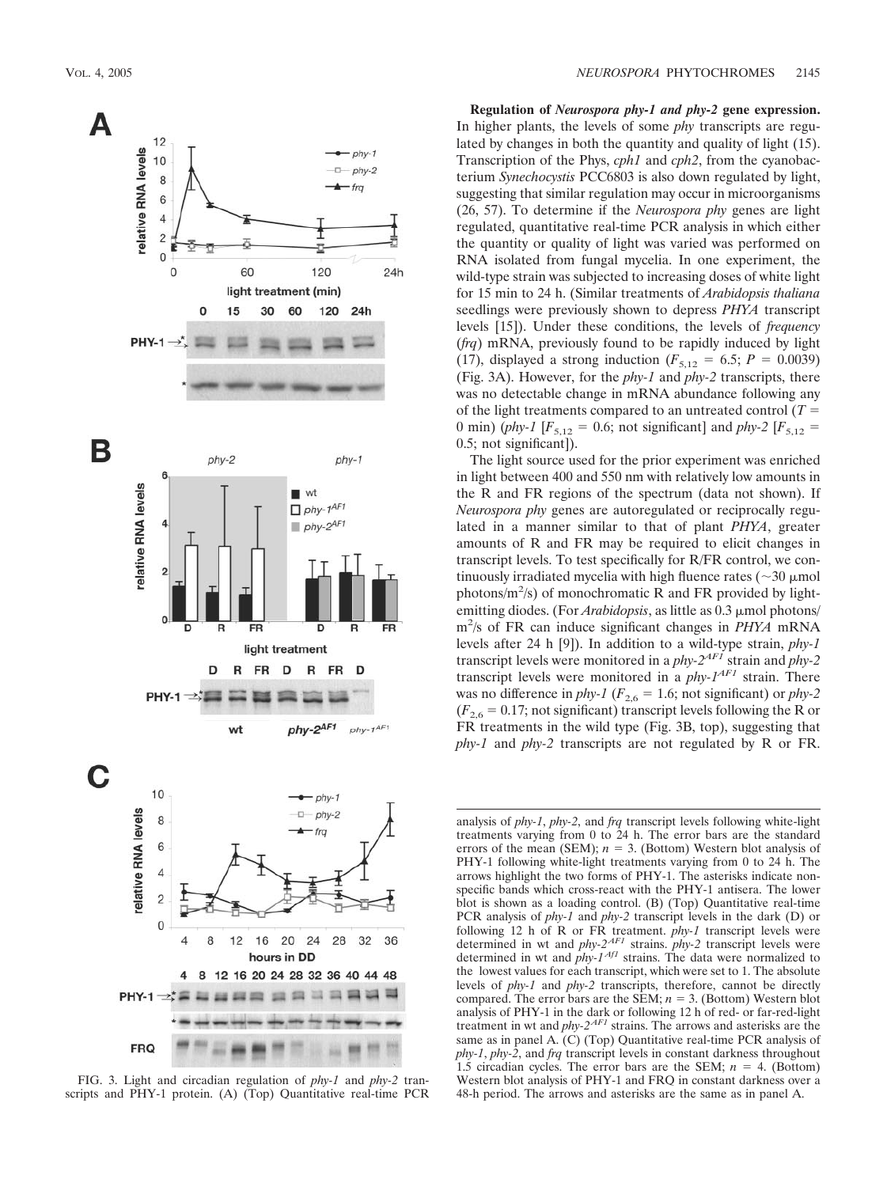**Regulation of *Neurospora phy-1 and phy-2* gene expression.** In higher plants, the levels of some *phy* transcripts are regulated by changes in both the quantity and quality of light (15). Transcription of the Phys, *cph1* and *cph2*, from the cyanobacterium *Synechocystis* PCC6803 is also down regulated by light, suggesting that similar regulation may occur in microorganisms (26, 57). To determine if the *Neurospora phy* genes are light regulated, quantitative real-time PCR analysis in which either the quantity or quality of light was varied was performed on RNA isolated from fungal mycelia. In one experiment, the wild-type strain was subjected to increasing doses of white light for 15 min to 24 h. (Similar treatments of *Arabidopsis thaliana* seedlings were previously shown to depress *PHYA* transcript levels [15]). Under these conditions, the levels of *frequency* (*frq*) mRNA, previously found to be rapidly induced by light (17), displayed a strong induction ($F_{5,12} = 6.5$; $P = 0.0039$) (Fig. 3A). However, for the *phy-1* and *phy-2* transcripts, there was no detectable change in mRNA abundance following any of the light treatments compared to an untreated control ($T = 0$ min) (*phy-1* [$F_{5,12} = 0.6$; not significant] and *phy-2* [$F_{5,12} = 0.5$; not significant]).

The light source used for the prior experiment was enriched in light between 400 and 550 nm with relatively low amounts in the R and FR regions of the spectrum (data not shown). If *Neurospora phy* genes are autoregulated or reciprocally regulated in a manner similar to that of plant *PHYA*, greater amounts of R and FR may be required to elicit changes in transcript levels. To test specifically for R/FR control, we continuously irradiated mycelia with high fluence rates (~30 μmol photons/m$^2$/s) of monochromatic R and FR provided by light-emitting diodes. (For *Arabidopsis*, as little as 0.3 μmol photons/m$^2$/s of FR can induce significant changes in *PHYA* mRNA levels after 24 h [9]). In addition to a wild-type strain, *phy-1* transcript levels were monitored in a *phy-2$^{AF1}$* strain and *phy-2* transcript levels were monitored in a *phy-1$^{AF1}$* strain. There was no difference in *phy-1* ($F_{2,6} = 1.6$; not significant) or *phy-2* ($F_{2,6} = 0.17$; not significant) transcript levels following the R or FR treatments in the wild type (Fig. 3B, top), suggesting that *phy-1* and *phy-2* transcripts are not regulated by R or FR.

FIG. 3. Light and circadian regulation of *phy-1* and *phy-2* transcripts and PHY-1 protein. (A) (Top) Quantitative real-time PCR analysis of *phy-1*, *phy-2*, and *frq* transcript levels following white-light treatments varying from 0 to 24 h. The error bars are the standard errors of the mean (SEM); $n = 3$. (Bottom) Western blot analysis of PHY-1 following white-light treatments varying from 0 to 24 h. The arrows highlight the two forms of PHY-1. The asterisks indicate nonspecific bands which cross-react with the PHY-1 antisera. The lower blot is shown as a loading control. (B) (Top) Quantitative real-time PCR analysis of *phy-1* and *phy-2* transcript levels in the dark (D) or following 12 h of R or FR treatment. *phy-1* transcript levels were determined in wt and *phy-2$^{AF1}$* strains. *phy-2* transcript levels were determined in wt and *phy-1$^{Af1}$* strains. The data were normalized to the lowest values for each transcript, which were set to 1. The absolute levels of *phy-1* and *phy-2* transcripts, therefore, cannot be directly compared. The error bars are the SEM; $n = 3$. (Bottom) Western blot analysis of PHY-1 in the dark or following 12 h of red- or far-red-light treatment in wt and *phy-2$^{AF1}$* strains. The arrows and asterisks are the same as in panel A. (C) (Top) Quantitative real-time PCR analysis of *phy-1*, *phy-2*, and *frq* transcript levels in constant darkness throughout 1.5 circadian cycles. The error bars are the SEM; $n = 4$. (Bottom) Western blot analysis of PHY-1 and FRQ in constant darkness over a 48-h period. The arrows and asterisks are the same as in panel A.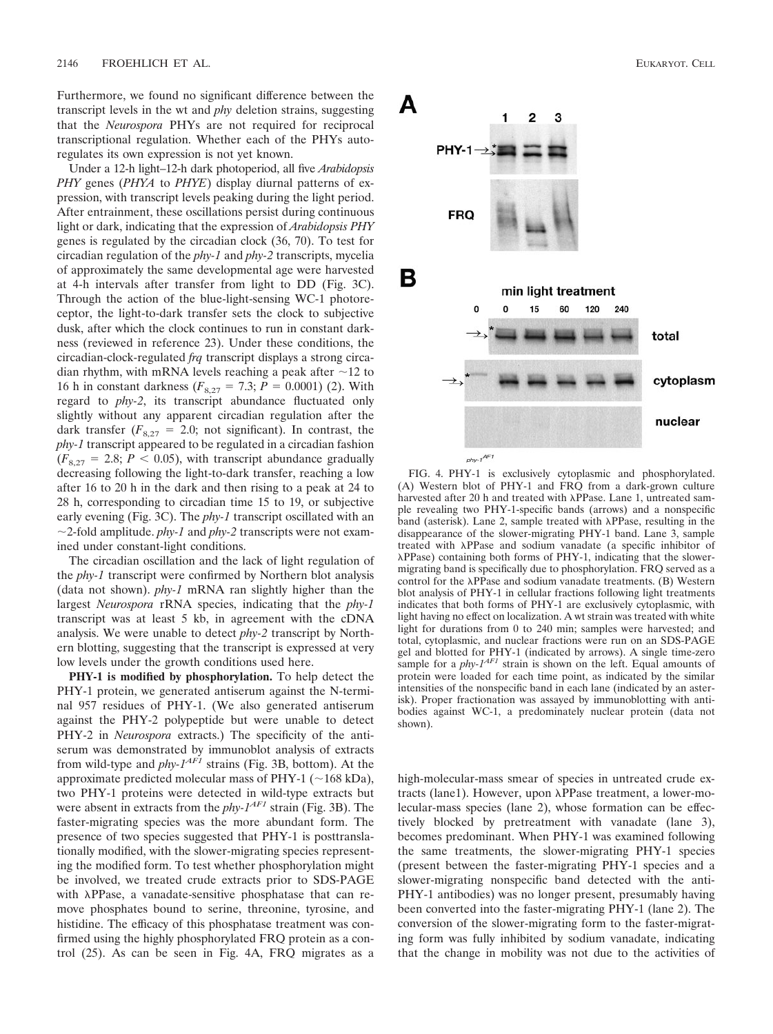Furthermore, we found no significant difference between the transcript levels in the wt and *phy* deletion strains, suggesting that the *Neurospora* PHYs are not required for reciprocal transcriptional regulation. Whether each of the PHYs autoregulates its own expression is not yet known.

Under a 12-h light–12-h dark photoperiod, all five *Arabidopsis PHY* genes (*PHYA* to *PHYE*) display diurnal patterns of expression, with transcript levels peaking during the light period. After entrainment, these oscillations persist during continuous light or dark, indicating that the expression of *Arabidopsis PHY* genes is regulated by the circadian clock (36, 70). To test for circadian regulation of the *phy-1* and *phy-2* transcripts, mycelia of approximately the same developmental age were harvested at 4-h intervals after transfer from light to DD (Fig. 3C). Through the action of the blue-light-sensing WC-1 photoreceptor, the light-to-dark transfer sets the clock to subjective dusk, after which the clock continues to run in constant darkness (reviewed in reference 23). Under these conditions, the circadian-clock-regulated *frq* transcript displays a strong circadian rhythm, with mRNA levels reaching a peak after ~12 to 16 h in constant darkness ($F_{8,27} = 7.3$; $P = 0.0001$) (2). With regard to *phy-2*, its transcript abundance fluctuated only slightly without any apparent circadian regulation after the dark transfer ($F_{8,27} = 2.0$; not significant). In contrast, the *phy-1* transcript appeared to be regulated in a circadian fashion ($F_{8,27} = 2.8$; $P < 0.05$), with transcript abundance gradually decreasing following the light-to-dark transfer, reaching a low after 16 to 20 h in the dark and then rising to a peak at 24 to 28 h, corresponding to circadian time 15 to 19, or subjective early evening (Fig. 3C). The *phy-1* transcript oscillated with an ~2-fold amplitude. *phy-1* and *phy-2* transcripts were not examined under constant-light conditions.

The circadian oscillation and the lack of light regulation of the *phy-1* transcript were confirmed by Northern blot analysis (data not shown). *phy-1* mRNA ran slightly higher than the largest *Neurospora* rRNA species, indicating that the *phy-1* transcript was at least 5 kb, in agreement with the cDNA analysis. We were unable to detect *phy-2* transcript by Northern blotting, suggesting that the transcript is expressed at very low levels under the growth conditions used here.

**PHY-1 is modified by phosphorylation.** To help detect the PHY-1 protein, we generated antiserum against the N-terminal 957 residues of PHY-1. (We also generated antiserum against the PHY-2 polypeptide but were unable to detect PHY-2 in *Neurospora* extracts.) The specificity of the antiserum was demonstrated by immunoblot analysis of extracts from wild-type and *phy-1^{AF1}* strains (Fig. 3B, bottom). At the approximate predicted molecular mass of PHY-1 (~168 kDa), two PHY-1 proteins were detected in wild-type extracts but were absent in extracts from the *phy-1^{AF1}* strain (Fig. 3B). The faster-migrating species was the more abundant form. The presence of two species suggested that PHY-1 is posttranslationally modified, with the slower-migrating species representing the modified form. To test whether phosphorylation might be involved, we treated crude extracts prior to SDS-PAGE with λPPase, a vanadate-sensitive phosphatase that can remove phosphates bound to serine, threonine, tyrosine, and histidine. The efficacy of this phosphatase treatment was confirmed using the highly phosphorylated FRQ protein as a control (25). As can be seen in Fig. 4A, FRQ migrates as a high-molecular-mass smear of species in untreated crude extracts (lane1). However, upon λPPase treatment, a lower-molecular-mass species (lane 2), whose formation can be effectively blocked by pretreatment with vanadate (lane 3), becomes predominant. When PHY-1 was examined following the same treatments, the slower-migrating PHY-1 species (present between the faster-migrating PHY-1 species and a slower-migrating nonspecific band detected with the anti-PHY-1 antibodies) was no longer present, presumably having been converted into the faster-migrating PHY-1 (lane 2). The conversion of the slower-migrating form to the faster-migrating form was fully inhibited by sodium vanadate, indicating that the change in mobility was not due to the activities of

FIG. 4. PHY-1 is exclusively cytoplasmic and phosphorylated. (A) Western blot of PHY-1 and FRQ from a dark-grown culture harvested after 20 h and treated with λPPase. Lane 1, untreated sample revealing two PHY-1-specific bands (arrows) and a nonspecific band (asterisk). Lane 2, sample treated with λPPase, resulting in the disappearance of the slower-migrating PHY-1 band. Lane 3, sample treated with λPPase and sodium vanadate (a specific inhibitor of λPPase) containing both forms of PHY-1, indicating that the slower-migrating band is specifically due to phosphorylation. FRQ served as a control for the λPPase and sodium vanadate treatments. (B) Western blot analysis of PHY-1 in cellular fractions following light treatments indicates that both forms of PHY-1 are exclusively cytoplasmic, with light having no effect on localization. A wt strain was treated with white light for durations from 0 to 240 min; samples were harvested; and total, cytoplasmic, and nuclear fractions were run on an SDS-PAGE gel and blotted for PHY-1 (indicated by arrows). A single time-zero sample for a *phy-1^{AF1}* strain is shown on the left. Equal amounts of protein were loaded for each time point, as indicated by the similar intensities of the nonspecific band in each lane (indicated by an asterisk). Proper fractionation was assayed by immunoblotting with antibodies against WC-1, a predominately nuclear protein (data not shown).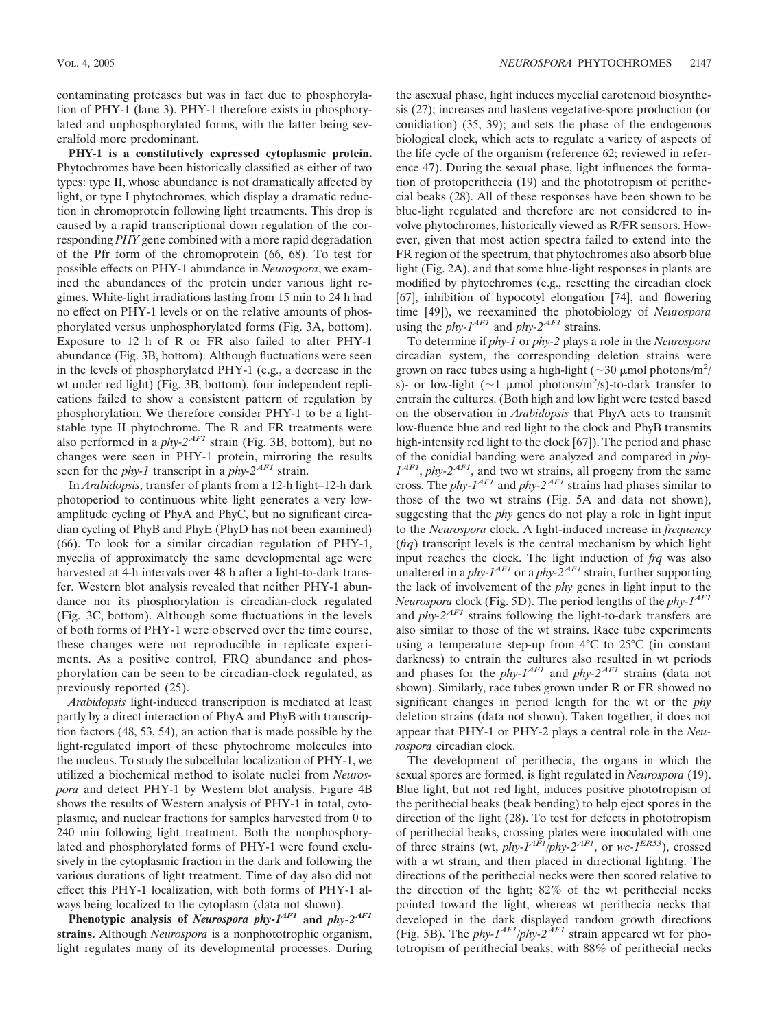contaminating proteases but was in fact due to phosphorylation of PHY-1 (lane 3). PHY-1 therefore exists in phosphorylated and unphosphorylated forms, with the latter being severalfold more predominant.

**PHY-1 is a constitutively expressed cytoplasmic protein.** Phytochromes have been historically classified as either of two types: type II, whose abundance is not dramatically affected by light, or type I phytochromes, which display a dramatic reduction in chromoprotein following light treatments. This drop is caused by a rapid transcriptional down regulation of the corresponding *PHY* gene combined with a more rapid degradation of the Pfr form of the chromoprotein (66, 68). To test for possible effects on PHY-1 abundance in *Neurospora*, we examined the abundances of the protein under various light regimes. White-light irradiations lasting from 15 min to 24 h had no effect on PHY-1 levels or on the relative amounts of phosphorylated versus unphosphorylated forms (Fig. 3A, bottom). Exposure to 12 h of R or FR also failed to alter PHY-1 abundance (Fig. 3B, bottom). Although fluctuations were seen in the levels of phosphorylated PHY-1 (e.g., a decrease in the wt under red light) (Fig. 3B, bottom), four independent replications failed to show a consistent pattern of regulation by phosphorylation. We therefore consider PHY-1 to be a light-stable type II phytochrome. The R and FR treatments were also performed in a *phy-2*$^{AF1}$ strain (Fig. 3B, bottom), but no changes were seen in PHY-1 protein, mirroring the results seen for the *phy-1* transcript in a *phy-2*$^{AF1}$ strain.

In *Arabidopsis*, transfer of plants from a 12-h light–12-h dark photoperiod to continuous white light generates a very low-amplitude cycling of PhyA and PhyC, but no significant circadian cycling of PhyB and PhyE (PhyD has not been examined) (66). To look for a similar circadian regulation of PHY-1, mycelia of approximately the same developmental age were harvested at 4-h intervals over 48 h after a light-to-dark transfer. Western blot analysis revealed that neither PHY-1 abundance nor its phosphorylation is circadian-clock regulated (Fig. 3C, bottom). Although some fluctuations in the levels of both forms of PHY-1 were observed over the time course, these changes were not reproducible in replicate experiments. As a positive control, FRQ abundance and phosphorylation can be seen to be circadian-clock regulated, as previously reported (25).

*Arabidopsis* light-induced transcription is mediated at least partly by a direct interaction of PhyA and PhyB with transcription factors (48, 53, 54), an action that is made possible by the light-regulated import of these phytochrome molecules into the nucleus. To study the subcellular localization of PHY-1, we utilized a biochemical method to isolate nuclei from *Neurospora* and detect PHY-1 by Western blot analysis. Figure 4B shows the results of Western analysis of PHY-1 in total, cytoplasmic, and nuclear fractions for samples harvested from 0 to 240 min following light treatment. Both the nonphosphorylated and phosphorylated forms of PHY-1 were found exclusively in the cytoplasmic fraction in the dark and following the various durations of light treatment. Time of day also did not effect this PHY-1 localization, with both forms of PHY-1 always being localized to the cytoplasm (data not shown).

**Phenotypic analysis of *Neurospora phy-1*$^{AF1}$ and *phy-2*$^{AF1}$ strains.** Although *Neurospora* is a nonphototrophic organism, light regulates many of its developmental processes. During the asexual phase, light induces mycelial carotenoid biosynthesis (27); increases and hastens vegetative-spore production (or conidiation) (35, 39); and sets the phase of the endogenous biological clock, which acts to regulate a variety of aspects of the life cycle of the organism (reference 62; reviewed in reference 47). During the sexual phase, light influences the formation of protoperithecia (19) and the phototropism of perithecial beaks (28). All of these responses have been shown to be blue-light regulated and therefore are not considered to involve phytochromes, historically viewed as R/FR sensors. However, given that most action spectra failed to extend into the FR region of the spectrum, that phytochromes also absorb blue light (Fig. 2A), and that some blue-light responses in plants are modified by phytochromes (e.g., resetting the circadian clock [67], inhibition of hypocotyl elongation [74], and flowering time [49]), we reexamined the photobiology of *Neurospora* using the *phy-1*$^{AF1}$ and *phy-2*$^{AF1}$ strains.

To determine if *phy-1* or *phy-2* plays a role in the *Neurospora* circadian system, the corresponding deletion strains were grown on race tubes using a high-light (~30 μmol photons/m$^2$/s)- or low-light (~1 μmol photons/m$^2$/s)-to-dark transfer to entrain the cultures. (Both high and low light were tested based on the observation in *Arabidopsis* that PhyA acts to transmit low-fluence blue and red light to the clock and PhyB transmits high-intensity red light to the clock [67]). The period and phase of the conidial banding were analyzed and compared in *phy-1*$^{AF1}$, *phy-2*$^{AF1}$, and two wt strains, all progeny from the same cross. The *phy-1*$^{AF1}$ and *phy-2*$^{AF1}$ strains had phases similar to those of the two wt strains (Fig. 5A and data not shown), suggesting that the *phy* genes do not play a role in light input to the *Neurospora* clock. A light-induced increase in *frequency* (*frq*) transcript levels is the central mechanism by which light input reaches the clock. The light induction of *frq* was also unaltered in a *phy-1*$^{AF1}$ or a *phy-2*$^{AF1}$ strain, further supporting the lack of involvement of the *phy* genes in light input to the *Neurospora* clock (Fig. 5D). The period lengths of the *phy-1*$^{AF1}$ and *phy-2*$^{AF1}$ strains following the light-to-dark transfers are also similar to those of the wt strains. Race tube experiments using a temperature step-up from 4°C to 25°C (in constant darkness) to entrain the cultures also resulted in wt periods and phases for the *phy-1*$^{AF1}$ and *phy-2*$^{AF1}$ strains (data not shown). Similarly, race tubes grown under R or FR showed no significant changes in period length for the wt or the *phy* deletion strains (data not shown). Taken together, it does not appear that PHY-1 or PHY-2 plays a central role in the *Neurospora* circadian clock.

The development of perithecia, the organs in which the sexual spores are formed, is light regulated in *Neurospora* (19). Blue light, but not red light, induces positive phototropism of the perithecial beaks (beak bending) to help eject spores in the direction of the light (28). To test for defects in phototropism of perithecial beaks, crossing plates were inoculated with one of three strains (wt, *phy-1*$^{AF1}$/*phy-2*$^{AF1}$, or *wc-1*$^{ER53}$), crossed with a wt strain, and then placed in directional lighting. The directions of the perithecial necks were then scored relative to the direction of the light; 82% of the wt perithecial necks pointed toward the light, whereas wt perithecia necks that developed in the dark displayed random growth directions (Fig. 5B). The *phy-1*$^{AF1}$/*phy-2*$^{AF1}$ strain appeared wt for phototropism of perithecial beaks, with 88% of perithecial necks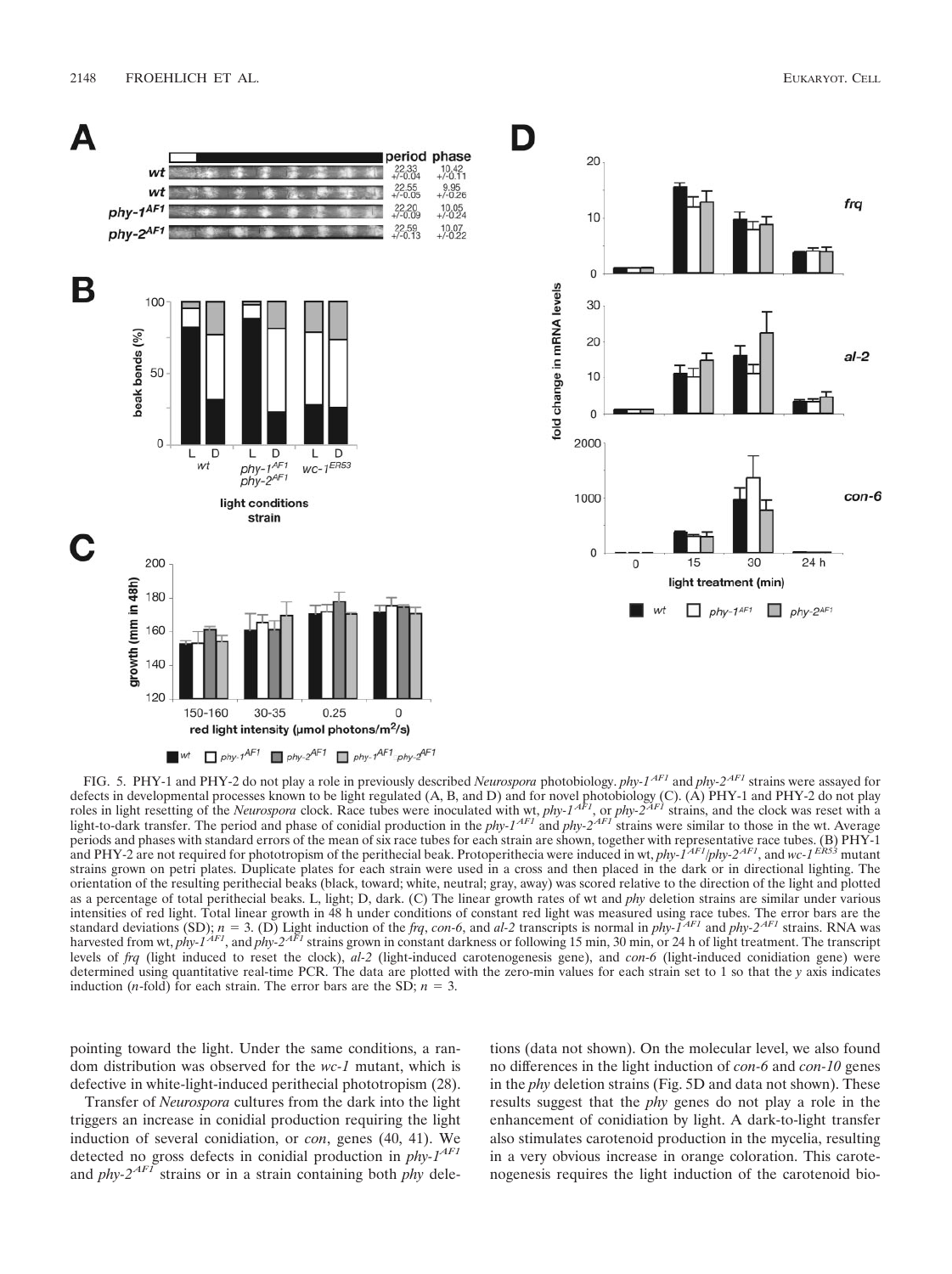FIG. 5. PHY-1 and PHY-2 do not play a role in previously described *Neurospora* photobiology. *phy-1*$^{AF1}$ and *phy-2*$^{AF1}$ strains were assayed for defects in developmental processes known to be light regulated (A, B, and D) and for novel photobiology (C). (A) PHY-1 and PHY-2 do not play roles in light resetting of the *Neurospora* clock. Race tubes were inoculated with wt, *phy-1*$^{AF1}$, or *phy-2*$^{AF1}$ strains, and the clock was reset with a light-to-dark transfer. The period and phase of conidial production in the *phy-1*$^{AF1}$ and *phy-2*$^{AF1}$ strains were similar to those in the wt. Average periods and phases with standard errors of the mean of six race tubes for each strain are shown, together with representative race tubes. (B) PHY-1 and PHY-2 are not required for phototropism of the perithecial beak. Protoperithecia were induced in wt, *phy-1*$^{AF1}$/*phy-2*$^{AF1}$, and *wc-1*$^{ER53}$ mutant strains grown on petri plates. Duplicate plates for each strain were used in a cross and then placed in the dark or in directional lighting. The orientation of the resulting perithecial beaks (black, toward; white, neutral; gray, away) was scored relative to the direction of the light and plotted as a percentage of total perithecial beaks. L, light; D, dark. (C) The linear growth rates of wt and *phy* deletion strains are similar under various intensities of red light. Total linear growth in 48 h under conditions of constant red light was measured using race tubes. The error bars are the standard deviations (SD); $n = 3$. (D) Light induction of the *frq*, *con-6*, and *al-2* transcripts is normal in *phy-1*$^{AF1}$ and *phy-2*$^{AF1}$ strains. RNA was harvested from wt, *phy-1*$^{AF1}$, and *phy-2*$^{AF1}$ strains grown in constant darkness or following 15 min, 30 min, or 24 h of light treatment. The transcript levels of *frq* (light induced to reset the clock), *al-2* (light-induced carotenogenesis gene), and *con-6* (light-induced conidiation gene) were determined using quantitative real-time PCR. The data are plotted with the zero-min values for each strain set to 1 so that the *y* axis indicates induction (*n*-fold) for each strain. The error bars are the SD; $n = 3$.

pointing toward the light. Under the same conditions, a random distribution was observed for the *wc-1* mutant, which is defective in white-light-induced perithecial phototropism (28).

Transfer of *Neurospora* cultures from the dark into the light triggers an increase in conidial production requiring the light induction of several conidiation, or *con*, genes (40, 41). We detected no gross defects in conidial production in *phy-1*$^{AF1}$ and *phy-2*$^{AF1}$ strains or in a strain containing both *phy* deletions (data not shown). On the molecular level, we also found no differences in the light induction of *con-6* and *con-10* genes in the *phy* deletion strains (Fig. 5D and data not shown). These results suggest that the *phy* genes do not play a role in the enhancement of conidiation by light. A dark-to-light transfer also stimulates carotenoid production in the mycelia, resulting in a very obvious increase in orange coloration. This carotenogenesis requires the light induction of the carotenoid bio-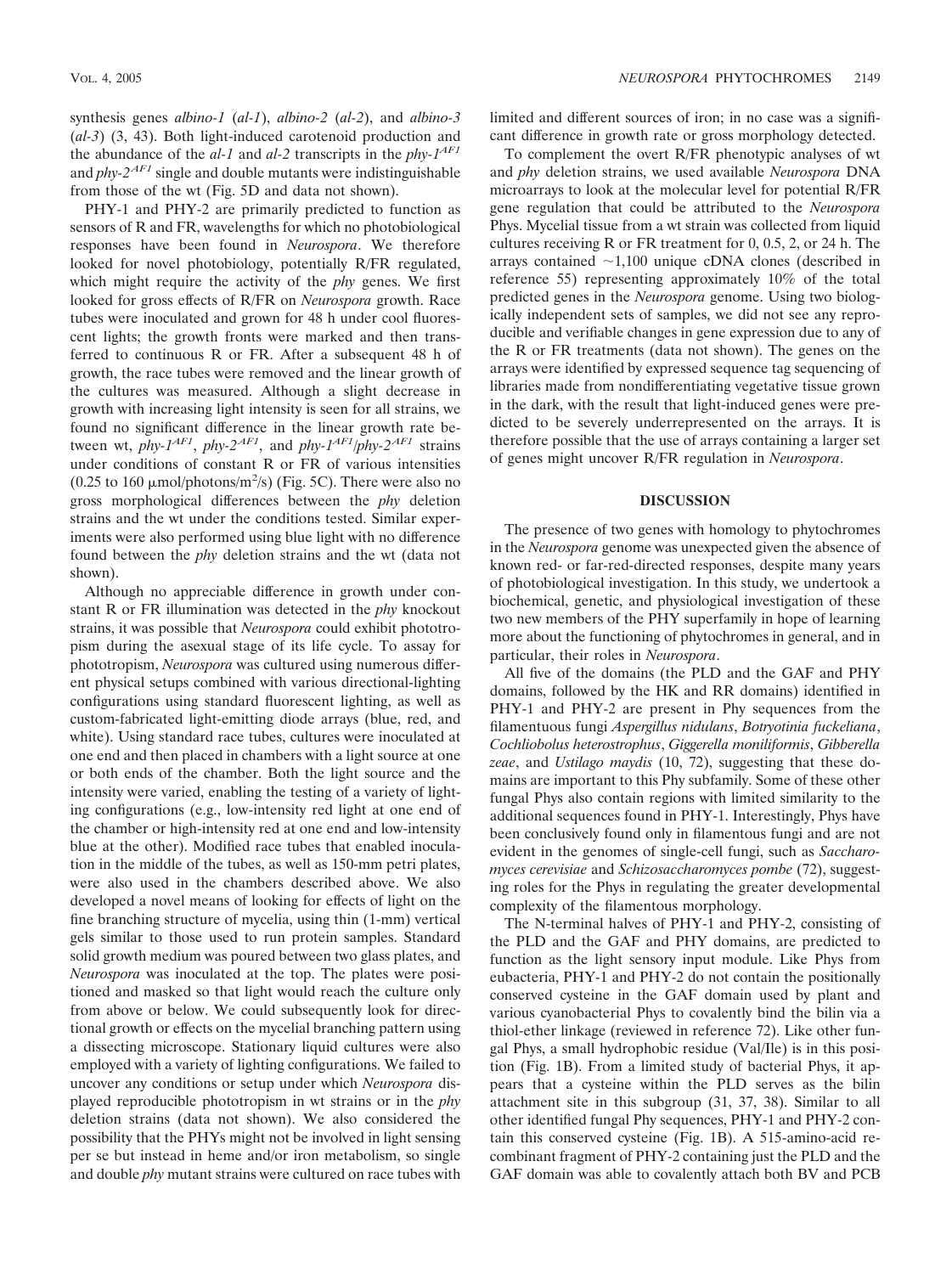synthesis genes *albino-1* (*al-1*), *albino-2* (*al-2*), and *albino-3* (*al-3*) (3, 43). Both light-induced carotenoid production and the abundance of the *al-1* and *al-2* transcripts in the *phy-1*$^{AF1}$ and *phy-2*$^{AF1}$ single and double mutants were indistinguishable from those of the wt (Fig. 5D and data not shown).

PHY-1 and PHY-2 are primarily predicted to function as sensors of R and FR, wavelengths for which no photobiological responses have been found in *Neurospora*. We therefore looked for novel photobiology, potentially R/FR regulated, which might require the activity of the *phy* genes. We first looked for gross effects of R/FR on *Neurospora* growth. Race tubes were inoculated and grown for 48 h under cool fluorescent lights; the growth fronts were marked and then transferred to continuous R or FR. After a subsequent 48 h of growth, the race tubes were removed and the linear growth of the cultures was measured. Although a slight decrease in growth with increasing light intensity is seen for all strains, we found no significant difference in the linear growth rate between wt, *phy-1*$^{AF1}$, *phy-2*$^{AF1}$, and *phy-1*$^{AF1}$/*phy-2*$^{AF1}$ strains under conditions of constant R or FR of various intensities (0.25 to 160 μmol/photons/m$^2$/s) (Fig. 5C). There were also no gross morphological differences between the *phy* deletion strains and the wt under the conditions tested. Similar experiments were also performed using blue light with no difference found between the *phy* deletion strains and the wt (data not shown).

Although no appreciable difference in growth under constant R or FR illumination was detected in the *phy* knockout strains, it was possible that *Neurospora* could exhibit phototropism during the asexual stage of its life cycle. To assay for phototropism, *Neurospora* was cultured using numerous different physical setups combined with various directional-lighting configurations using standard fluorescent lighting, as well as custom-fabricated light-emitting diode arrays (blue, red, and white). Using standard race tubes, cultures were inoculated at one end and then placed in chambers with a light source at one or both ends of the chamber. Both the light source and the intensity were varied, enabling the testing of a variety of lighting configurations (e.g., low-intensity red light at one end of the chamber or high-intensity red at one end and low-intensity blue at the other). Modified race tubes that enabled inoculation in the middle of the tubes, as well as 150-mm petri plates, were also used in the chambers described above. We also developed a novel means of looking for effects of light on the fine branching structure of mycelia, using thin (1-mm) vertical gels similar to those used to run protein samples. Standard solid growth medium was poured between two glass plates, and *Neurospora* was inoculated at the top. The plates were positioned and masked so that light would reach the culture only from above or below. We could subsequently look for directional growth or effects on the mycelial branching pattern using a dissecting microscope. Stationary liquid cultures were also employed with a variety of lighting configurations. We failed to uncover any conditions or setup under which *Neurospora* displayed reproducible phototropism in wt strains or in the *phy* deletion strains (data not shown). We also considered the possibility that the PHYs might not be involved in light sensing per se but instead in heme and/or iron metabolism, so single and double *phy* mutant strains were cultured on race tubes with limited and different sources of iron; in no case was a significant difference in growth rate or gross morphology detected.

To complement the overt R/FR phenotypic analyses of wt and *phy* deletion strains, we used available *Neurospora* DNA microarrays to look at the molecular level for potential R/FR gene regulation that could be attributed to the *Neurospora* Phys. Mycelial tissue from a wt strain was collected from liquid cultures receiving R or FR treatment for 0, 0.5, 2, or 24 h. The arrays contained ~1,100 unique cDNA clones (described in reference 55) representing approximately 10% of the total predicted genes in the *Neurospora* genome. Using two biologically independent sets of samples, we did not see any reproducible and verifiable changes in gene expression due to any of the R or FR treatments (data not shown). The genes on the arrays were identified by expressed sequence tag sequencing of libraries made from nondifferentiating vegetative tissue grown in the dark, with the result that light-induced genes were predicted to be severely underrepresented on the arrays. It is therefore possible that the use of arrays containing a larger set of genes might uncover R/FR regulation in *Neurospora*.

## DISCUSSION

The presence of two genes with homology to phytochromes in the *Neurospora* genome was unexpected given the absence of known red- or far-red-directed responses, despite many years of photobiological investigation. In this study, we undertook a biochemical, genetic, and physiological investigation of these two new members of the PHY superfamily in hope of learning more about the functioning of phytochromes in general, and in particular, their roles in *Neurospora*.

All five of the domains (the PLD and the GAF and PHY domains, followed by the HK and RR domains) identified in PHY-1 and PHY-2 are present in Phy sequences from the filamentous fungi *Aspergillus nidulans*, *Botryotinia fuckeliana*, *Cochliobolus heterostrophus*, *Giggerella moniliformis*, *Gibberella zeae*, and *Ustilago maydis* (10, 72), suggesting that these domains are important to this Phy subfamily. Some of these other fungal Phys also contain regions with limited similarity to the additional sequences found in PHY-1. Interestingly, Phys have been conclusively found only in filamentous fungi and are not evident in the genomes of single-cell fungi, such as *Saccharomyces cerevisiae* and *Schizosaccharomyces pombe* (72), suggesting roles for the Phys in regulating the greater developmental complexity of the filamentous morphology.

The N-terminal halves of PHY-1 and PHY-2, consisting of the PLD and the GAF and PHY domains, are predicted to function as the light sensory input module. Like Phys from eubacteria, PHY-1 and PHY-2 do not contain the positionally conserved cysteine in the GAF domain used by plant and various cyanobacterial Phys to covalently bind the bilin via a thiol-ether linkage (reviewed in reference 72). Like other fungal Phys, a small hydrophobic residue (Val/Ile) is in this position (Fig. 1B). From a limited study of bacterial Phys, it appears that a cysteine within the PLD serves as the bilin attachment site in this subgroup (31, 37, 38). Similar to all other identified fungal Phy sequences, PHY-1 and PHY-2 contain this conserved cysteine (Fig. 1B). A 515-amino-acid recombinant fragment of PHY-2 containing just the PLD and the GAF domain was able to covalently attach both BV and PCB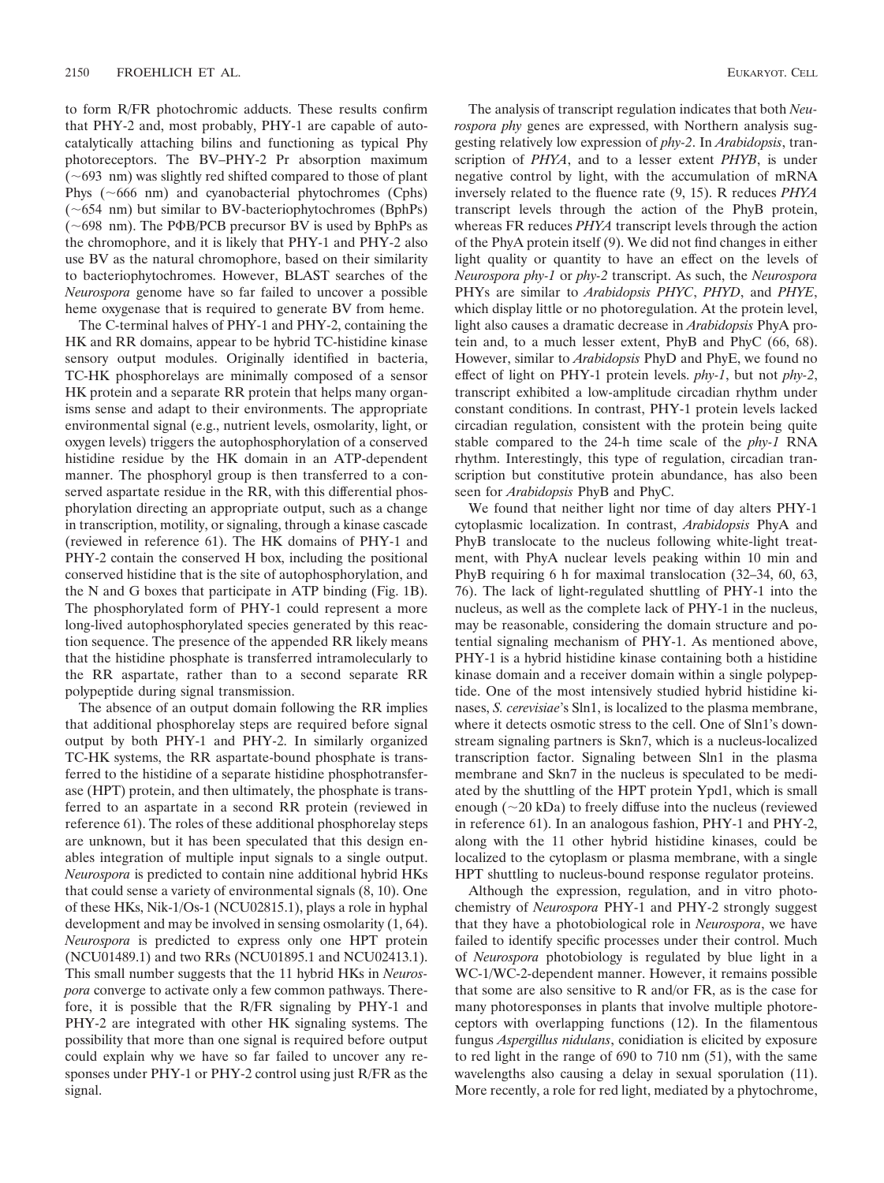to form R/FR photochromic adducts. These results confirm that PHY-2 and, most probably, PHY-1 are capable of autocatalytically attaching bilins and functioning as typical Phy photoreceptors. The BV–PHY-2 Pr absorption maximum (~693 nm) was slightly red shifted compared to those of plant Phys (~666 nm) and cyanobacterial phytochromes (Cphs) (~654 nm) but similar to BV-bacteriophytochromes (BphPs) (~698 nm). The PΦB/PCB precursor BV is used by BphPs as the chromophore, and it is likely that PHY-1 and PHY-2 also use BV as the natural chromophore, based on their similarity to bacteriophytochromes. However, BLAST searches of the *Neurospora* genome have so far failed to uncover a possible heme oxygenase that is required to generate BV from heme.

The C-terminal halves of PHY-1 and PHY-2, containing the HK and RR domains, appear to be hybrid TC-histidine kinase sensory output modules. Originally identified in bacteria, TC-HK phosphorelays are minimally composed of a sensor HK protein and a separate RR protein that helps many organisms sense and adapt to their environments. The appropriate environmental signal (e.g., nutrient levels, osmolarity, light, or oxygen levels) triggers the autophosphorylation of a conserved histidine residue by the HK domain in an ATP-dependent manner. The phosphoryl group is then transferred to a conserved aspartate residue in the RR, with this differential phosphorylation directing an appropriate output, such as a change in transcription, motility, or signaling, through a kinase cascade (reviewed in reference 61). The HK domains of PHY-1 and PHY-2 contain the conserved H box, including the positional conserved histidine that is the site of autophosphorylation, and the N and G boxes that participate in ATP binding (Fig. 1B). The phosphorylated form of PHY-1 could represent a more long-lived autophosphorylated species generated by this reaction sequence. The presence of the appended RR likely means that the histidine phosphate is transferred intramolecularly to the RR aspartate, rather than to a second separate RR polypeptide during signal transmission.

The absence of an output domain following the RR implies that additional phosphorelay steps are required before signal output by both PHY-1 and PHY-2. In similarly organized TC-HK systems, the RR aspartate-bound phosphate is transferred to the histidine of a separate histidine phosphotransferase (HPT) protein, and then ultimately, the phosphate is transferred to an aspartate in a second RR protein (reviewed in reference 61). The roles of these additional phosphorelay steps are unknown, but it has been speculated that this design enables integration of multiple input signals to a single output. *Neurospora* is predicted to contain nine additional hybrid HKs that could sense a variety of environmental signals (8, 10). One of these HKs, Nik-1/Os-1 (NCU02815.1), plays a role in hyphal development and may be involved in sensing osmolarity (1, 64). *Neurospora* is predicted to express only one HPT protein (NCU01489.1) and two RRs (NCU01895.1 and NCU02413.1). This small number suggests that the 11 hybrid HKs in *Neurospora* converge to activate only a few common pathways. Therefore, it is possible that the R/FR signaling by PHY-1 and PHY-2 are integrated with other HK signaling systems. The possibility that more than one signal is required before output could explain why we have so far failed to uncover any responses under PHY-1 or PHY-2 control using just R/FR as the signal.

The analysis of transcript regulation indicates that both *Neurospora phy* genes are expressed, with Northern analysis suggesting relatively low expression of *phy-2*. In *Arabidopsis*, transcription of *PHYA*, and to a lesser extent *PHYB*, is under negative control by light, with the accumulation of mRNA inversely related to the fluence rate (9, 15). R reduces *PHYA* transcript levels through the action of the PhyB protein, whereas FR reduces *PHYA* transcript levels through the action of the PhyA protein itself (9). We did not find changes in either light quality or quantity to have an effect on the levels of *Neurospora phy-1* or *phy-2* transcript. As such, the *Neurospora* PHYs are similar to *Arabidopsis PHYC*, *PHYD*, and *PHYE*, which display little or no photoregulation. At the protein level, light also causes a dramatic decrease in *Arabidopsis* PhyA protein and, to a much lesser extent, PhyB and PhyC (66, 68). However, similar to *Arabidopsis* PhyD and PhyE, we found no effect of light on PHY-1 protein levels. *phy-1*, but not *phy-2*, transcript exhibited a low-amplitude circadian rhythm under constant conditions. In contrast, PHY-1 protein levels lacked circadian regulation, consistent with the protein being quite stable compared to the 24-h time scale of the *phy-1* RNA rhythm. Interestingly, this type of regulation, circadian transcription but constitutive protein abundance, has also been seen for *Arabidopsis* PhyB and PhyC.

We found that neither light nor time of day alters PHY-1 cytoplasmic localization. In contrast, *Arabidopsis* PhyA and PhyB translocate to the nucleus following white-light treatment, with PhyA nuclear levels peaking within 10 min and PhyB requiring 6 h for maximal translocation (32–34, 60, 63, 76). The lack of light-regulated shuttling of PHY-1 into the nucleus, as well as the complete lack of PHY-1 in the nucleus, may be reasonable, considering the domain structure and potential signaling mechanism of PHY-1. As mentioned above, PHY-1 is a hybrid histidine kinase containing both a histidine kinase domain and a receiver domain within a single polypeptide. One of the most intensively studied hybrid histidine kinases, *S. cerevisiae*'s Sln1, is localized to the plasma membrane, where it detects osmotic stress to the cell. One of Sln1's downstream signaling partners is Skn7, which is a nucleus-localized transcription factor. Signaling between Sln1 in the plasma membrane and Skn7 in the nucleus is speculated to be mediated by the shuttling of the HPT protein Ypd1, which is small enough (~20 kDa) to freely diffuse into the nucleus (reviewed in reference 61). In an analogous fashion, PHY-1 and PHY-2, along with the 11 other hybrid histidine kinases, could be localized to the cytoplasm or plasma membrane, with a single HPT shuttling to nucleus-bound response regulator proteins.

Although the expression, regulation, and in vitro photochemistry of *Neurospora* PHY-1 and PHY-2 strongly suggest that they have a photobiological role in *Neurospora*, we have failed to identify specific processes under their control. Much of *Neurospora* photobiology is regulated by blue light in a WC-1/WC-2-dependent manner. However, it remains possible that some are also sensitive to R and/or FR, as is the case for many photoresponses in plants that involve multiple photoreceptors with overlapping functions (12). In the filamentous fungus *Aspergillus nidulans*, conidiation is elicited by exposure to red light in the range of 690 to 710 nm (51), with the same wavelengths also causing a delay in sexual sporulation (11). More recently, a role for red light, mediated by a phytochrome,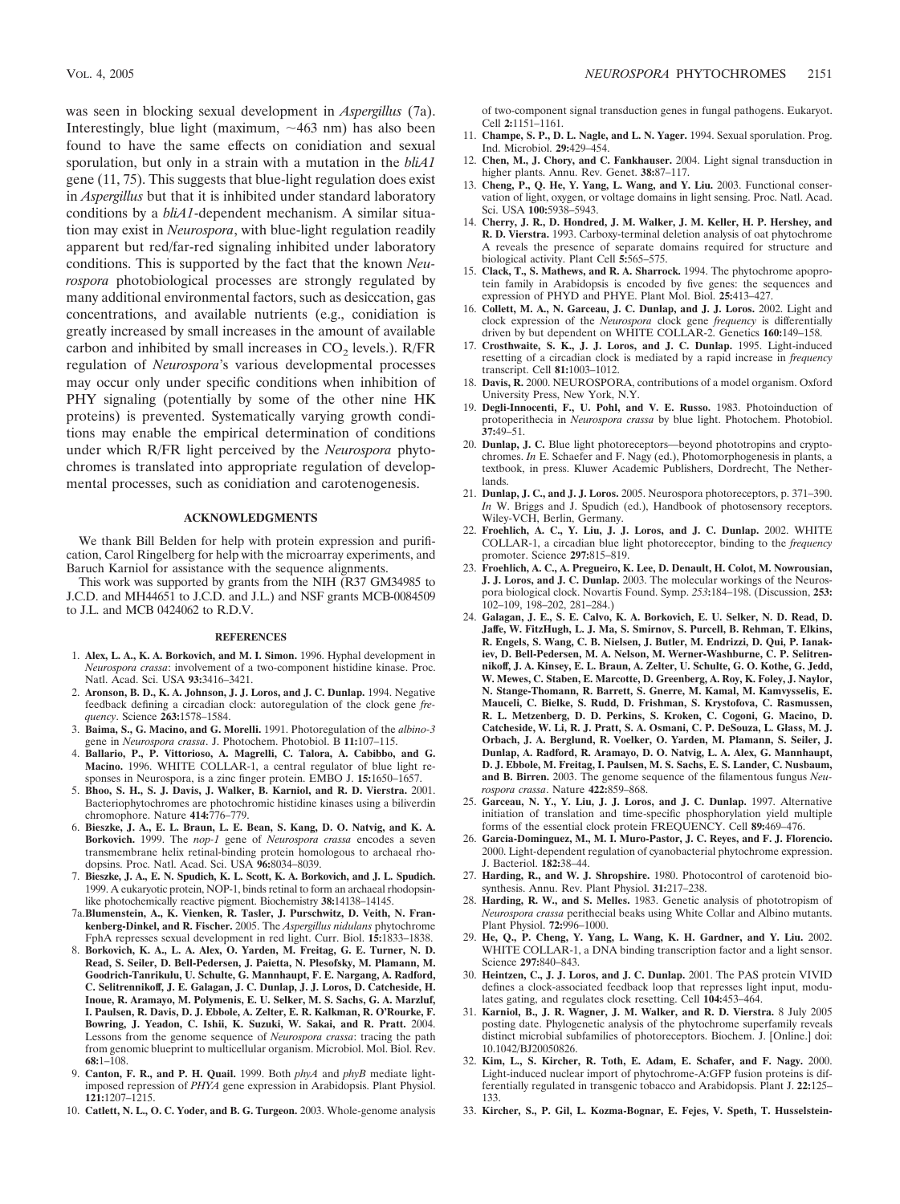was seen in blocking sexual development in *Aspergillus* (7a). Interestingly, blue light (maximum, ~463 nm) has also been found to have the same effects on conidiation and sexual sporulation, but only in a strain with a mutation in the *bliA1* gene (11, 75). This suggests that blue-light regulation does exist in *Aspergillus* but that it is inhibited under standard laboratory conditions by a *bliA1*-dependent mechanism. A similar situation may exist in *Neurospora*, with blue-light regulation readily apparent but red/far-red signaling inhibited under laboratory conditions. This is supported by the fact that the known *Neurospora* photobiological processes are strongly regulated by many additional environmental factors, such as desiccation, gas concentrations, and available nutrients (e.g., conidiation is greatly increased by small increases in the amount of available carbon and inhibited by small increases in $CO_2$ levels.). R/FR regulation of *Neurospora*'s various developmental processes may occur only under specific conditions when inhibition of PHY signaling (potentially by some of the other nine HK proteins) is prevented. Systematically varying growth conditions may enable the empirical determination of conditions under which R/FR light perceived by the *Neurospora* phytochromes is translated into appropriate regulation of developmental processes, such as conidiation and carotenogenesis.

## ACKNOWLEDGMENTS

We thank Bill Belden for help with protein expression and purification, Carol Ringelberg for help with the microarray experiments, and Baruch Karniol for assistance with the sequence alignments.

This work was supported by grants from the NIH (R37 GM34985 to J.C.D. and MH44651 to J.C.D. and J.L.) and NSF grants MCB-0084509 to J.L. and MCB 0424062 to R.D.V.

## REFERENCES

1. **Alex, L. A., K. A. Borkovich, and M. I. Simon.** 1996. Hyphal development in *Neurospora crassa*: involvement of a two-component histidine kinase. Proc. Natl. Acad. Sci. USA **93:**3416–3421.
2. **Aronson, B. D., K. A. Johnson, J. J. Loros, and J. C. Dunlap.** 1994. Negative feedback defining a circadian clock: autoregulation of the clock gene *frequency*. Science **263:**1578–1584.
3. **Baima, S., G. Macino, and G. Morelli.** 1991. Photoregulation of the *albino-3* gene in *Neurospora crassa*. J. Photochem. Photobiol. B **11:**107–115.
4. **Ballario, P., P. Vittorioso, A. Magrelli, C. Talora, A. Cabibbo, and G. Macino.** 1996. WHITE COLLAR-1, a central regulator of blue light responses in Neurospora, is a zinc finger protein. EMBO J. **15:**1650–1657.
5. **Bhoo, S. H., S. J. Davis, J. Walker, B. Karniol, and R. D. Vierstra.** 2001. Bacteriophytochromes are photochromic histidine kinases using a biliverdin chromophore. Nature **414:**776–779.
6. **Bieszke, J. A., E. L. Braun, L. E. Bean, S. Kang, D. O. Natvig, and K. A. Borkovich.** 1999. The *nop-1* gene of *Neurospora crassa* encodes a seven transmembrane helix retinal-binding protein homologous to archaeal rhodopsins. Proc. Natl. Acad. Sci. USA **96:**8034–8039.
7. **Bieszke, J. A., E. N. Spudich, K. L. Scott, K. A. Borkovich, and J. L. Spudich.** 1999. A eukaryotic protein, NOP-1, binds retinal to form an archaeal rhodopsin-like photochemically reactive pigment. Biochemistry **38:**14138–14145.

7a. **Blumenstein, A., K. Vienken, R. Tasler, J. Purschwitz, D. Veith, N. Frankenberg-Dinkel, and R. Fischer.** 2005. The *Aspergillus nidulans* phytochrome FphA represses sexual development in red light. Curr. Biol. **15:**1833–1838.

8. **Borkovich, K. A., L. A. Alex, O. Yarden, M. Freitag, G. E. Turner, N. D. Read, S. Seiler, D. Bell-Pedersen, J. Paietta, N. Plesofsky, M. Plamann, M. Goodrich-Tanrikulu, U. Schulte, G. Mannhaupt, F. E. Nargang, A. Radford, C. Selitrennikoff, J. E. Galagan, J. C. Dunlap, J. J. Loros, D. Catcheside, H. Inoue, R. Aramayo, M. Polymenis, E. U. Selker, M. S. Sachs, G. A. Marzluf, I. Paulsen, R. Davis, D. J. Ebbole, A. Zelter, E. R. Kalkman, R. O'Rourke, F. Bowring, J. Yeadon, C. Ishii, K. Suzuki, W. Sakai, and R. Pratt.** 2004. Lessons from the genome sequence of *Neurospora crassa*: tracing the path from genomic blueprint to multicellular organism. Microbiol. Mol. Biol. Rev. **68:**1–108.
9. **Canton, F. R., and P. H. Quail.** 1999. Both *phyA* and *phyB* mediate light-imposed repression of *PHYA* gene expression in Arabidopsis. Plant Physiol. **121:**1207–1215.
10. **Catlett, N. L., O. C. Yoder, and B. G. Turgeon.** 2003. Whole-genome analysis of two-component signal transduction genes in fungal pathogens. Eukaryot. Cell **2:**1151–1161.
11. **Champe, S. P., D. L. Nagle, and L. N. Yager.** 1994. Sexual sporulation. Prog. Ind. Microbiol. **29:**429–454.
12. **Chen, M., J. Chory, and C. Fankhauser.** 2004. Light signal transduction in higher plants. Annu. Rev. Genet. **38:**87–117.
13. **Cheng, P., Q. He, Y. Yang, L. Wang, and Y. Liu.** 2003. Functional conservation of light, oxygen, or voltage domains in light sensing. Proc. Natl. Acad. Sci. USA **100:**5938–5943.
14. **Cherry, J. R., D. Hondred, J. M. Walker, J. M. Keller, H. P. Hershey, and R. D. Vierstra.** 1993. Carboxy-terminal deletion analysis of oat phytochrome A reveals the presence of separate domains required for structure and biological activity. Plant Cell **5:**565–575.
15. **Clack, T., S. Mathews, and R. A. Sharrock.** 1994. The phytochrome apoprotein family in Arabidopsis is encoded by five genes: the sequences and expression of PHYD and PHYE. Plant Mol. Biol. **25:**413–427.
16. **Collett, M. A., N. Garceau, J. C. Dunlap, and J. J. Loros.** 2002. Light and clock expression of the *Neurospora* clock gene *frequency* is differentially driven by but dependent on WHITE COLLAR-2. Genetics **160:**149–158.
17. **Crosthwaite, S. K., J. J. Loros, and J. C. Dunlap.** 1995. Light-induced resetting of a circadian clock is mediated by a rapid increase in *frequency* transcript. Cell **81:**1003–1012.
18. **Davis, R.** 2000. NEUROSPORA, contributions of a model organism. Oxford University Press, New York, N.Y.
19. **Degli-Innocenti, F., U. Pohl, and V. E. Russo.** 1983. Photoinduction of protoperithecia in *Neurospora crassa* by blue light. Photochem. Photobiol. **37:**49–51.
20. **Dunlap, J. C.** Blue light photoreceptors—beyond phototropins and cryptochromes. *In* E. Schaefer and F. Nagy (ed.), Photomorphogenesis in plants, a textbook, in press. Kluwer Academic Publishers, Dordrecht, The Netherlands.
21. **Dunlap, J. C., and J. J. Loros.** 2005. Neurospora photoreceptors, p. 371–390. *In* W. Briggs and J. Spudich (ed.), Handbook of photosensory receptors. Wiley-VCH, Berlin, Germany.
22. **Froehlich, A. C., Y. Liu, J. J. Loros, and J. C. Dunlap.** 2002. WHITE COLLAR-1, a circadian blue light photoreceptor, binding to the *frequency* promoter. Science **297:**815–819.
23. **Froehlich, A. C., A. Pregueiro, K. Lee, D. Denault, H. Colot, M. Nowrousian, J. J. Loros, and J. C. Dunlap.** 2003. The molecular workings of the Neurospora biological clock. Novartis Found. Symp. *253:*184–198. (Discussion, **253:** 102–109, 198–202, 281–284.)
24. **Galagan, J. E., S. E. Calvo, K. A. Borkovich, E. U. Selker, N. D. Read, D. Jaffe, W. FitzHugh, L. J. Ma, S. Smirnov, S. Purcell, B. Rehman, T. Elkins, R. Engels, S. Wang, C. B. Nielsen, J. Butler, M. Endrizzi, D. Qui, P. Ianakiev, D. Bell-Pedersen, M. A. Nelson, M. Werner-Washburne, C. P. Selitrennikoff, J. A. Kinsey, E. L. Braun, A. Zelter, U. Schulte, G. O. Kothe, G. Jedd, W. Mewes, C. Staben, E. Marcotte, D. Greenberg, A. Roy, K. Foley, J. Naylor, N. Stange-Thomann, R. Barrett, S. Gnerre, M. Kamal, M. Kamvysselis, E. Mauceli, C. Bielke, S. Rudd, D. Frishman, S. Krystofova, C. Rasmussen, R. L. Metzenberg, D. D. Perkins, S. Kroken, C. Cogoni, G. Macino, D. Catcheside, W. Li, R. J. Pratt, S. A. Osmani, C. P. DeSouza, L. Glass, M. J. Orbach, J. A. Berglund, R. Voelker, O. Yarden, M. Plamann, S. Seiler, J. Dunlap, A. Radford, R. Aramayo, D. O. Natvig, L. A. Alex, G. Mannhaupt, D. J. Ebbole, M. Freitag, I. Paulsen, M. S. Sachs, E. S. Lander, C. Nusbaum, and B. Birren.** 2003. The genome sequence of the filamentous fungus *Neurospora crassa*. Nature **422:**859–868.
25. **Garceau, N. Y., Y. Liu, J. J. Loros, and J. C. Dunlap.** 1997. Alternative initiation of translation and time-specific phosphorylation yield multiple forms of the essential clock protein FREQUENCY. Cell **89:**469–476.
26. **Garcia-Dominguez, M., M. I. Muro-Pastor, J. C. Reyes, and F. J. Florencio.** 2000. Light-dependent regulation of cyanobacterial phytochrome expression. J. Bacteriol. **182:**38–44.
27. **Harding, R., and W. J. Shropshire.** 1980. Photocontrol of carotenoid biosynthesis. Annu. Rev. Plant Physiol. **31:**217–238.
28. **Harding, R. W., and S. Melles.** 1983. Genetic analysis of phototropism of *Neurospora crassa* perithecial beaks using White Collar and Albino mutants. Plant Physiol. **72:**996–1000.
29. **He, Q., P. Cheng, Y. Yang, L. Wang, K. H. Gardner, and Y. Liu.** 2002. WHITE COLLAR-1, a DNA binding transcription factor and a light sensor. Science **297:**840–843.
30. **Heintzen, C., J. J. Loros, and J. C. Dunlap.** 2001. The PAS protein VIVID defines a clock-associated feedback loop that represses light input, modulates gating, and regulates clock resetting. Cell **104:**453–464.
31. **Karniol, B., J. R. Wagner, J. M. Walker, and R. D. Vierstra.** 8 July 2005 posting date. Phylogenetic analysis of the phytochrome superfamily reveals distinct microbial subfamilies of photoreceptors. Biochem. J. [Online.] doi: 10.1042/BJ20050826.
32. **Kim, L., S. Kircher, R. Toth, E. Adam, E. Schafer, and F. Nagy.** 2000. Light-induced nuclear import of phytochrome-A:GFP fusion proteins is differentially regulated in transgenic tobacco and Arabidopsis. Plant J. **22:**125–133.
33. **Kircher, S., P. Gil, L. Kozma-Bognar, E. Fejes, V. Speth, T. Husselstein-**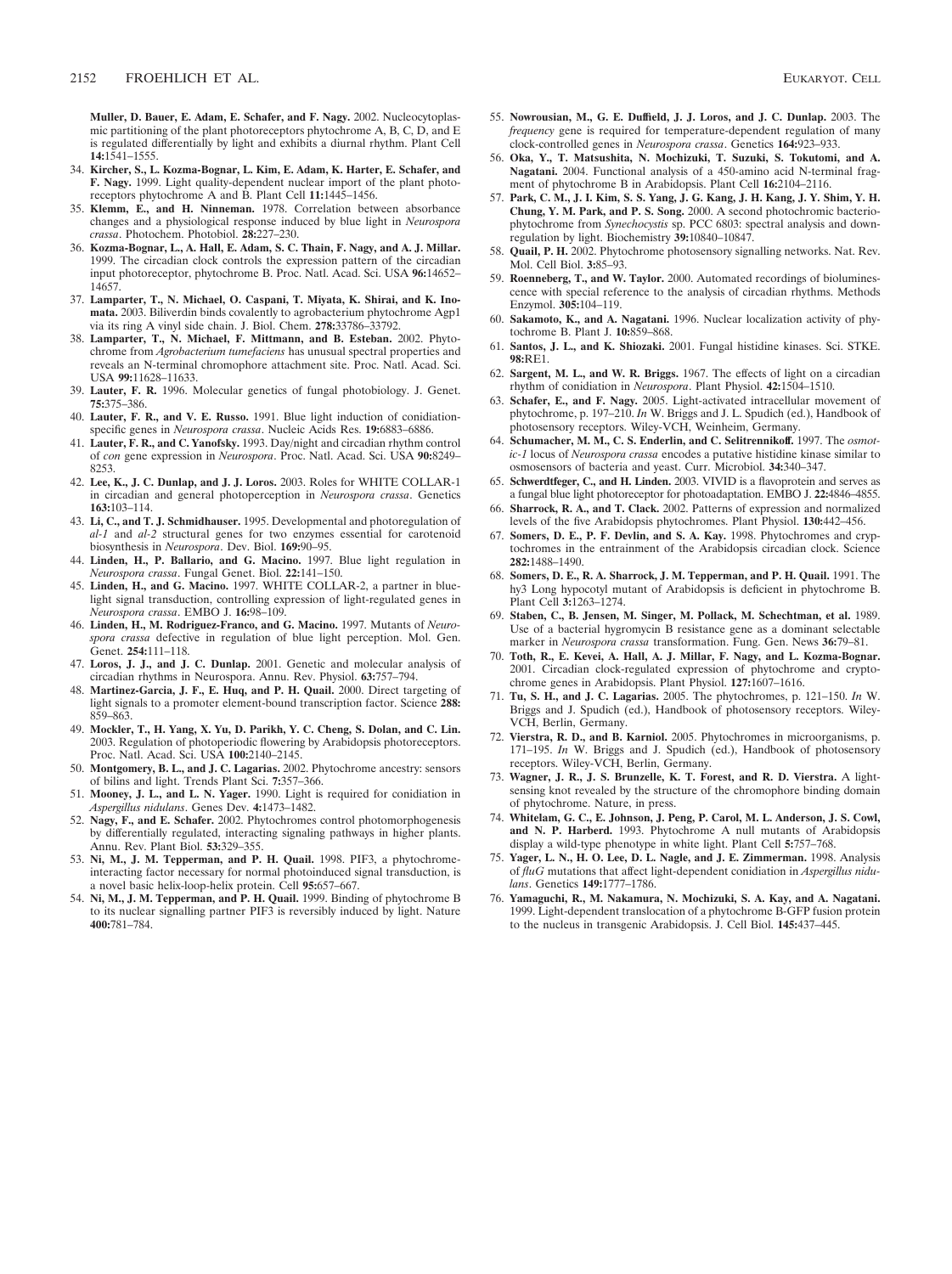Muller, D. Bauer, E. Adam, E. Schafer, and F. Nagy. 2002. Nucleocytoplasmic partitioning of the plant photoreceptors phytochrome A, B, C, D, and E is regulated differentially by light and exhibits a diurnal rhythm. Plant Cell **14:**1541–1555.

34. **Kircher, S., L. Kozma-Bognar, L. Kim, E. Adam, K. Harter, E. Schafer, and F. Nagy.** 1999. Light quality-dependent nuclear import of the plant photoreceptors phytochrome A and B. Plant Cell **11:**1445–1456.
35. **Klemm, E., and H. Ninneman.** 1978. Correlation between absorbance changes and a physiological response induced by blue light in *Neurospora crassa*. Photochem. Photobiol. **28:**227–230.
36. **Kozma-Bognar, L., A. Hall, E. Adam, S. C. Thain, F. Nagy, and A. J. Millar.** 1999. The circadian clock controls the expression pattern of the circadian input photoreceptor, phytochrome B. Proc. Natl. Acad. Sci. USA **96:**14652–14657.
37. **Lamparter, T., N. Michael, O. Caspani, T. Miyata, K. Shirai, and K. Inomata.** 2003. Biliverdin binds covalently to agrobacterium phytochrome Agp1 via its ring A vinyl side chain. J. Biol. Chem. **278:**33786–33792.
38. **Lamparter, T., N. Michael, F. Mittmann, and B. Esteban.** 2002. Phytochrome from *Agrobacterium tumefaciens* has unusual spectral properties and reveals an N-terminal chromophore attachment site. Proc. Natl. Acad. Sci. USA **99:**11628–11633.
39. **Lauter, F. R.** 1996. Molecular genetics of fungal photobiology. J. Genet. **75:**375–386.
40. **Lauter, F. R., and V. E. Russo.** 1991. Blue light induction of conidiation-specific genes in *Neurospora crassa*. Nucleic Acids Res. **19:**6883–6886.
41. **Lauter, F. R., and C. Yanofsky.** 1993. Day/night and circadian rhythm control of *con* gene expression in *Neurospora*. Proc. Natl. Acad. Sci. USA **90:**8249–8253.
42. **Lee, K., J. C. Dunlap, and J. J. Loros.** 2003. Roles for WHITE COLLAR-1 in circadian and general photoperception in *Neurospora crassa*. Genetics **163:**103–114.
43. **Li, C., and T. J. Schmidhauser.** 1995. Developmental and photoregulation of *al-1* and *al-2* structural genes for two enzymes essential for carotenoid biosynthesis in *Neurospora*. Dev. Biol. **169:**90–95.
44. **Linden, H., P. Ballario, and G. Macino.** 1997. Blue light regulation in *Neurospora crassa*. Fungal Genet. Biol. **22:**141–150.
45. **Linden, H., and G. Macino.** 1997. WHITE COLLAR-2, a partner in blue-light signal transduction, controlling expression of light-regulated genes in *Neurospora crassa*. EMBO J. **16:**98–109.
46. **Linden, H., M. Rodriguez-Franco, and G. Macino.** 1997. Mutants of *Neurospora crassa* defective in regulation of blue light perception. Mol. Gen. Genet. **254:**111–118.
47. **Loros, J. J., and J. C. Dunlap.** 2001. Genetic and molecular analysis of circadian rhythms in Neurospora. Annu. Rev. Physiol. **63:**757–794.
48. **Martinez-Garcia, J. F., E. Huq, and P. H. Quail.** 2000. Direct targeting of light signals to a promoter element-bound transcription factor. Science **288:**859–863.
49. **Mockler, T., H. Yang, X. Yu, D. Parikh, Y. C. Cheng, S. Dolan, and C. Lin.** 2003. Regulation of photoperiodic flowering by Arabidopsis photoreceptors. Proc. Natl. Acad. Sci. USA **100:**2140–2145.
50. **Montgomery, B. L., and J. C. Lagarias.** 2002. Phytochrome ancestry: sensors of bilins and light. Trends Plant Sci. **7:**357–366.
51. **Mooney, J. L., and L. N. Yager.** 1990. Light is required for conidiation in *Aspergillus nidulans*. Genes Dev. **4:**1473–1482.
52. **Nagy, F., and E. Schafer.** 2002. Phytochromes control photomorphogenesis by differentially regulated, interacting signaling pathways in higher plants. Annu. Rev. Plant Biol. **53:**329–355.
53. **Ni, M., J. M. Tepperman, and P. H. Quail.** 1998. PIF3, a phytochrome-interacting factor necessary for normal photoinduced signal transduction, is a novel basic helix-loop-helix protein. Cell **95:**657–667.
54. **Ni, M., J. M. Tepperman, and P. H. Quail.** 1999. Binding of phytochrome B to its nuclear signalling partner PIF3 is reversibly induced by light. Nature **400:**781–784.
55. **Nowrousian, M., G. E. Duffield, J. J. Loros, and J. C. Dunlap.** 2003. The *frequency* gene is required for temperature-dependent regulation of many clock-controlled genes in *Neurospora crassa*. Genetics **164:**923–933.
56. **Oka, Y., T. Matsushita, N. Mochizuki, T. Suzuki, S. Tokutomi, and A. Nagatani.** 2004. Functional analysis of a 450-amino acid N-terminal fragment of phytochrome B in Arabidopsis. Plant Cell **16:**2104–2116.
57. **Park, C. M., J. I. Kim, S. S. Yang, J. G. Kang, J. H. Kang, J. Y. Shim, Y. H. Chung, Y. M. Park, and P. S. Song.** 2000. A second photochromic bacteriophytochrome from *Synechocystis* sp. PCC 6803: spectral analysis and down-regulation by light. Biochemistry **39:**10840–10847.
58. **Quail, P. H.** 2002. Phytochrome photosensory signalling networks. Nat. Rev. Mol. Cell Biol. **3:**85–93.
59. **Roenneberg, T., and W. Taylor.** 2000. Automated recordings of bioluminescence with special reference to the analysis of circadian rhythms. Methods Enzymol. **305:**104–119.
60. **Sakamoto, K., and A. Nagatani.** 1996. Nuclear localization activity of phytochrome B. Plant J. **10:**859–868.
61. **Santos, J. L., and K. Shiozaki.** 2001. Fungal histidine kinases. Sci. STKE. **98:**RE1.
62. **Sargent, M. L., and W. R. Briggs.** 1967. The effects of light on a circadian rhythm of conidiation in *Neurospora*. Plant Physiol. **42:**1504–1510.
63. **Schafer, E., and F. Nagy.** 2005. Light-activated intracellular movement of phytochrome, p. 197–210. *In* W. Briggs and J. L. Spudich (ed.), Handbook of photosensory receptors. Wiley-VCH, Weinheim, Germany.
64. **Schumacher, M. M., C. S. Enderlin, and C. Selitrennikoff.** 1997. The *osmotic-1* locus of *Neurospora crassa* encodes a putative histidine kinase similar to osmosensors of bacteria and yeast. Curr. Microbiol. **34:**340–347.
65. **Schwerdtfeger, C., and H. Linden.** 2003. VIVID is a flavoprotein and serves as a fungal blue light photoreceptor for photoadaptation. EMBO J. **22:**4846–4855.
66. **Sharrock, R. A., and T. Clack.** 2002. Patterns of expression and normalized levels of the five Arabidopsis phytochromes. Plant Physiol. **130:**442–456.
67. **Somers, D. E., P. F. Devlin, and S. A. Kay.** 1998. Phytochromes and cryptochromes in the entrainment of the Arabidopsis circadian clock. Science **282:**1488–1490.
68. **Somers, D. E., R. A. Sharrock, J. M. Tepperman, and P. H. Quail.** 1991. The hy3 Long hypocotyl mutant of Arabidopsis is deficient in phytochrome B. Plant Cell **3:**1263–1274.
69. **Staben, C., B. Jensen, M. Singer, M. Pollack, M. Schechtman, et al.** 1989. Use of a bacterial hygromycin B resistance gene as a dominant selectable marker in *Neurospora crassa* transformation. Fung. Gen. News **36:**79–81.
70. **Toth, R., E. Kevei, A. Hall, A. J. Millar, F. Nagy, and L. Kozma-Bognar.** 2001. Circadian clock-regulated expression of phytochrome and cryptochrome genes in Arabidopsis. Plant Physiol. **127:**1607–1616.
71. **Tu, S. H., and J. C. Lagarias.** 2005. The phytochromes, p. 121–150. *In* W. Briggs and J. Spudich (ed.), Handbook of photosensory receptors. Wiley-VCH, Berlin, Germany.
72. **Vierstra, R. D., and B. Karniol.** 2005. Phytochromes in microorganisms, p. 171–195. *In* W. Briggs and J. Spudich (ed.), Handbook of photosensory receptors. Wiley-VCH, Berlin, Germany.
73. **Wagner, J. R., J. S. Brunzelle, K. T. Forest, and R. D. Vierstra.** A light-sensing knot revealed by the structure of the chromophore binding domain of phytochrome. Nature, in press.
74. **Whitelam, G. C., E. Johnson, J. Peng, P. Carol, M. L. Anderson, J. S. Cowl, and N. P. Harberd.** 1993. Phytochrome A null mutants of Arabidopsis display a wild-type phenotype in white light. Plant Cell **5:**757–768.
75. **Yager, L. N., H. O. Lee, D. L. Nagle, and J. E. Zimmerman.** 1998. Analysis of *fluG* mutations that affect light-dependent conidiation in *Aspergillus nidulans*. Genetics **149:**1777–1786.
76. **Yamaguchi, R., M. Nakamura, N. Mochizuki, S. A. Kay, and A. Nagatani.** 1999. Light-dependent translocation of a phytochrome B-GFP fusion protein to the nucleus in transgenic Arabidopsis. J. Cell Biol. **145:**437–445.